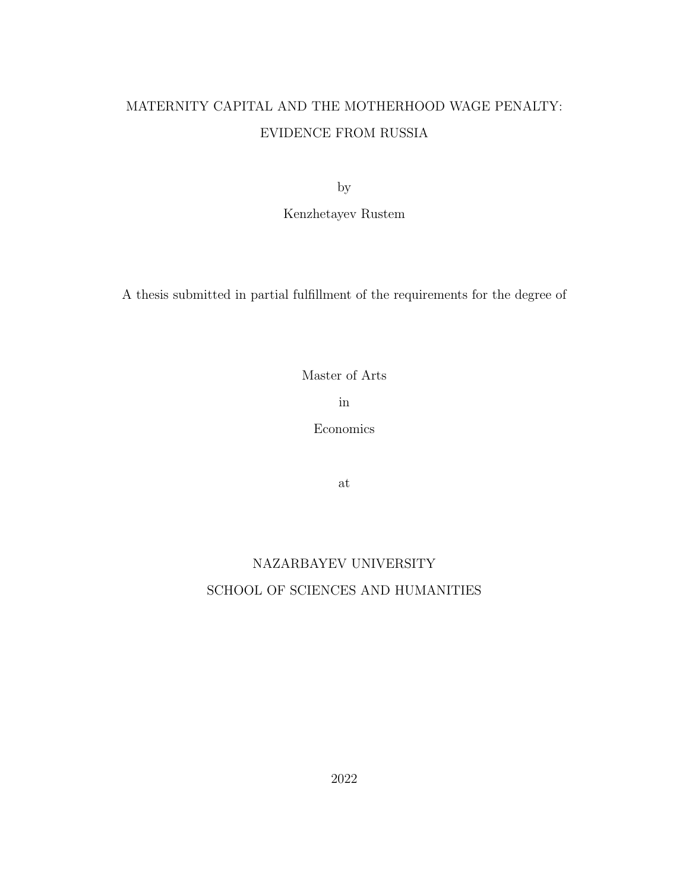# MATERNITY CAPITAL AND THE MOTHERHOOD WAGE PENALTY: EVIDENCE FROM RUSSIA

by

Kenzhetayev Rustem

A thesis submitted in partial fulfillment of the requirements for the degree of

Master of Arts

in

Economics

at

NAZARBAYEV UNIVERSITY

SCHOOL OF SCIENCES AND HUMANITIES

2022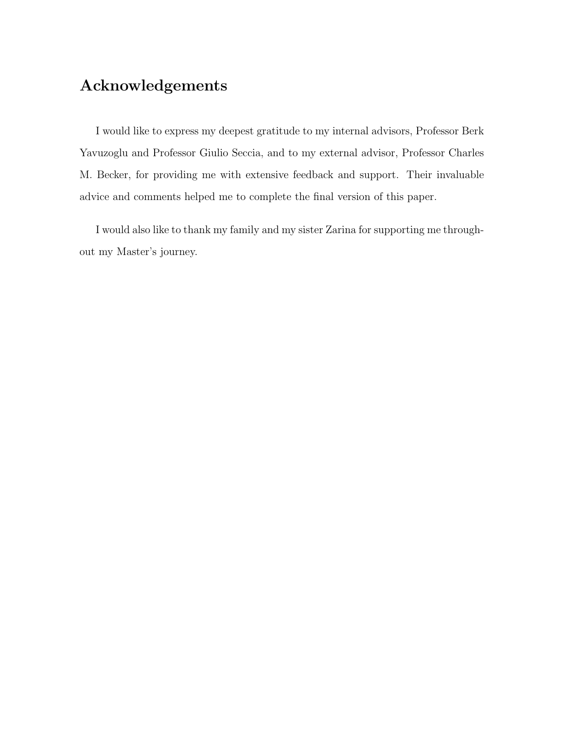# Acknowledgements

I would like to express my deepest gratitude to my internal advisors, Professor Berk Yavuzoglu and Professor Giulio Seccia, and to my external advisor, Professor Charles M. Becker, for providing me with extensive feedback and support. Their invaluable advice and comments helped me to complete the final version of this paper.

I would also like to thank my family and my sister Zarina for supporting me throughout my Master's journey.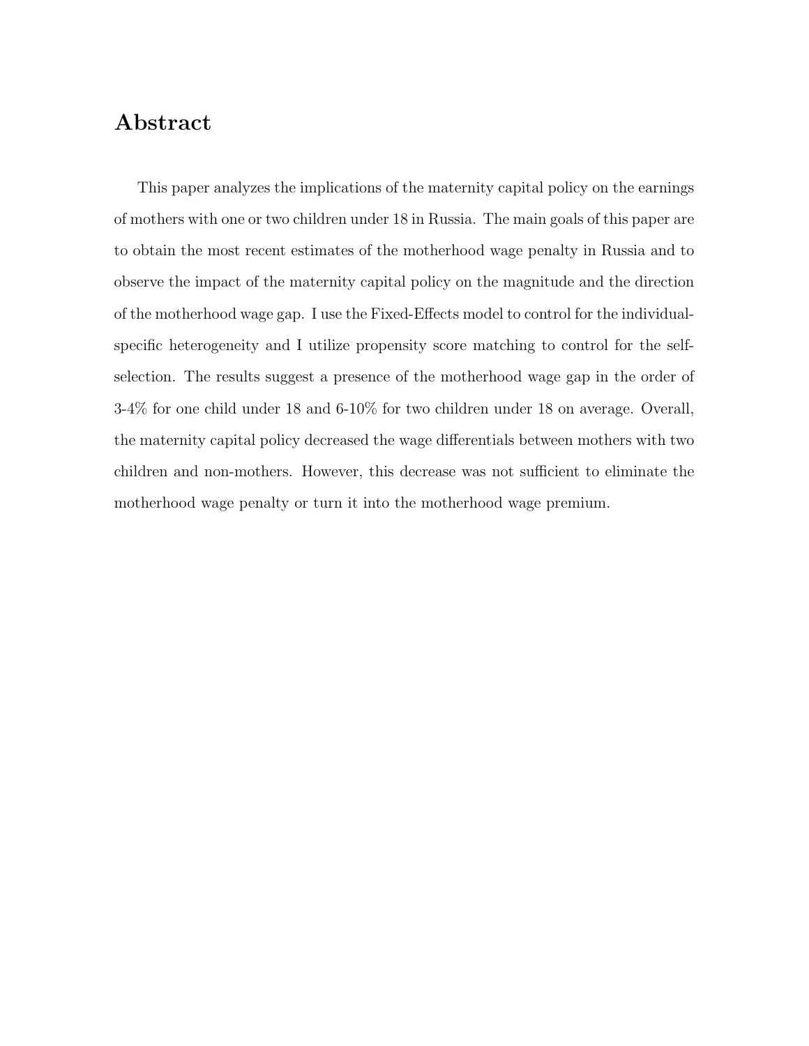# Abstract

This paper analyzes the implications of the maternity capital policy on the earnings of mothers with one or two children under 18 in Russia. The main goals of this paper are to obtain the most recent estimates of the motherhood wage penalty in Russia and to observe the impact of the maternity capital policy on the magnitude and the direction of the motherhood wage gap. I use the Fixed-Effects model to control for the individual-specific heterogeneity and I utilize propensity score matching to control for the self-selection. The results suggest a presence of the motherhood wage gap in the order of 3-4% for one child under 18 and 6-10% for two children under 18 on average. Overall, the maternity capital policy decreased the wage differentials between mothers with two children and non-mothers. However, this decrease was not sufficient to eliminate the motherhood wage penalty or turn it into the motherhood wage premium.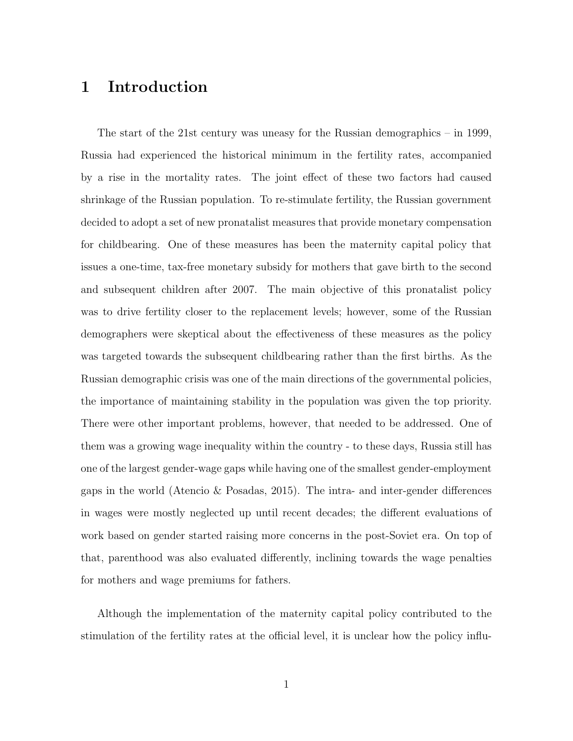# 1 Introduction

The start of the 21st century was uneasy for the Russian demographics – in 1999, Russia had experienced the historical minimum in the fertility rates, accompanied by a rise in the mortality rates. The joint effect of these two factors had caused shrinkage of the Russian population. To re-stimulate fertility, the Russian government decided to adopt a set of new pronatalist measures that provide monetary compensation for childbearing. One of these measures has been the maternity capital policy that issues a one-time, tax-free monetary subsidy for mothers that gave birth to the second and subsequent children after 2007. The main objective of this pronatalist policy was to drive fertility closer to the replacement levels; however, some of the Russian demographers were skeptical about the effectiveness of these measures as the policy was targeted towards the subsequent childbearing rather than the first births. As the Russian demographic crisis was one of the main directions of the governmental policies, the importance of maintaining stability in the population was given the top priority. There were other important problems, however, that needed to be addressed. One of them was a growing wage inequality within the country - to these days, Russia still has one of the largest gender-wage gaps while having one of the smallest gender-employment gaps in the world (Atencio & Posadas, 2015). The intra- and inter-gender differences in wages were mostly neglected up until recent decades; the different evaluations of work based on gender started raising more concerns in the post-Soviet era. On top of that, parenthood was also evaluated differently, inclining towards the wage penalties for mothers and wage premiums for fathers.

Although the implementation of the maternity capital policy contributed to the stimulation of the fertility rates at the official level, it is unclear how the policy influ-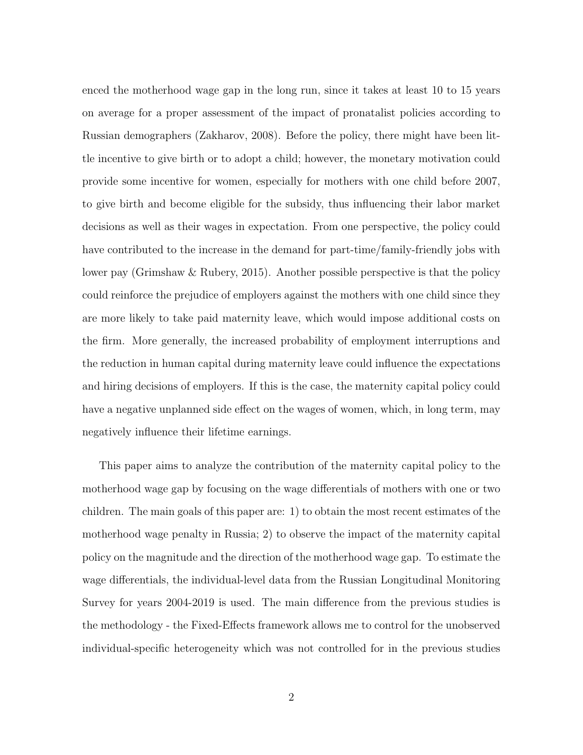enced the motherhood wage gap in the long run, since it takes at least 10 to 15 years on average for a proper assessment of the impact of pronatalist policies according to Russian demographers (Zakharov, 2008). Before the policy, there might have been little incentive to give birth or to adopt a child; however, the monetary motivation could provide some incentive for women, especially for mothers with one child before 2007, to give birth and become eligible for the subsidy, thus influencing their labor market decisions as well as their wages in expectation. From one perspective, the policy could have contributed to the increase in the demand for part-time/family-friendly jobs with lower pay (Grimshaw & Rubery, 2015). Another possible perspective is that the policy could reinforce the prejudice of employers against the mothers with one child since they are more likely to take paid maternity leave, which would impose additional costs on the firm. More generally, the increased probability of employment interruptions and the reduction in human capital during maternity leave could influence the expectations and hiring decisions of employers. If this is the case, the maternity capital policy could have a negative unplanned side effect on the wages of women, which, in long term, may negatively influence their lifetime earnings.

This paper aims to analyze the contribution of the maternity capital policy to the motherhood wage gap by focusing on the wage differentials of mothers with one or two children. The main goals of this paper are: 1) to obtain the most recent estimates of the motherhood wage penalty in Russia; 2) to observe the impact of the maternity capital policy on the magnitude and the direction of the motherhood wage gap. To estimate the wage differentials, the individual-level data from the Russian Longitudinal Monitoring Survey for years 2004-2019 is used. The main difference from the previous studies is the methodology - the Fixed-Effects framework allows me to control for the unobserved individual-specific heterogeneity which was not controlled for in the previous studies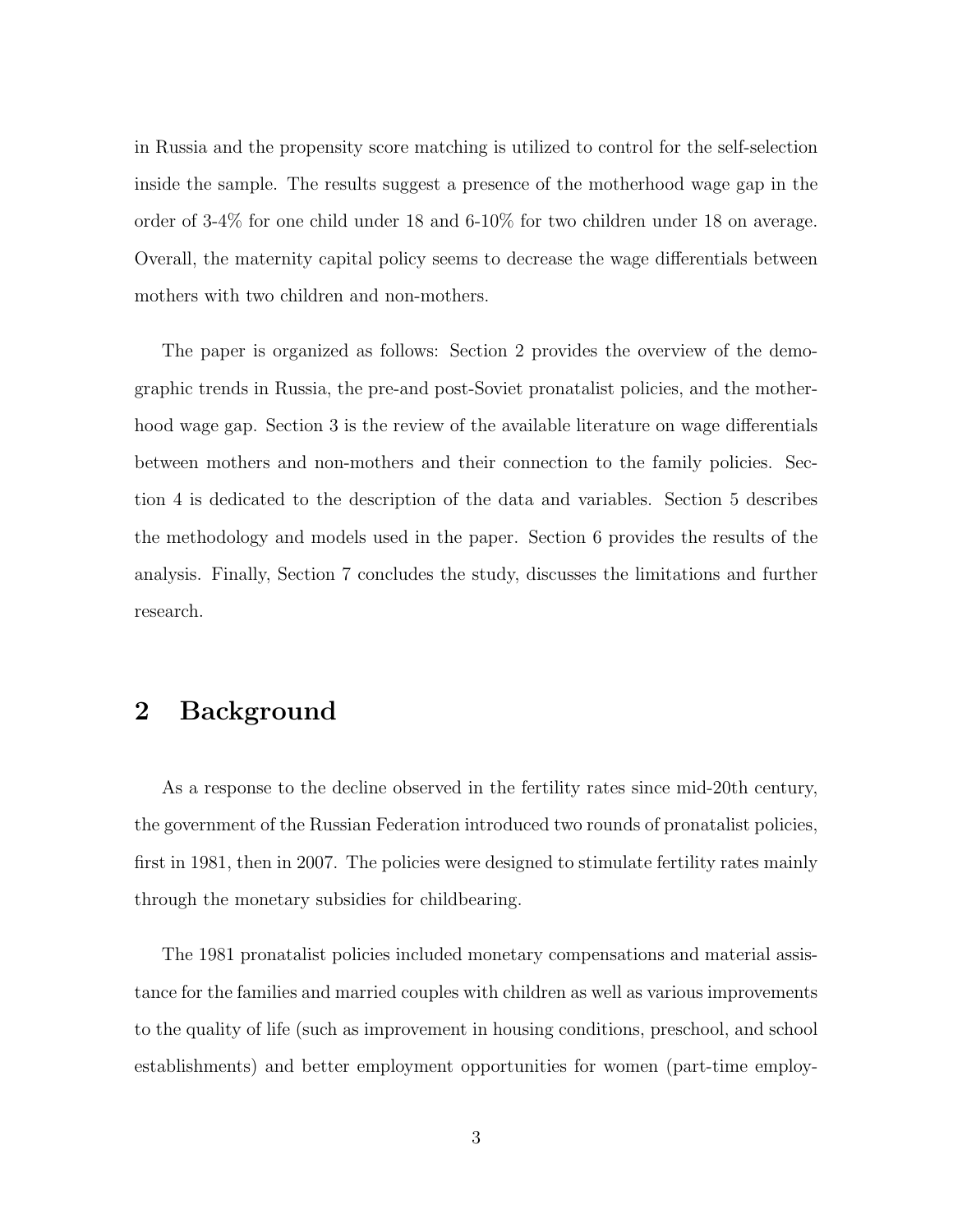in Russia and the propensity score matching is utilized to control for the self-selection inside the sample. The results suggest a presence of the motherhood wage gap in the order of 3-4% for one child under 18 and 6-10% for two children under 18 on average. Overall, the maternity capital policy seems to decrease the wage differentials between mothers with two children and non-mothers.

The paper is organized as follows: Section 2 provides the overview of the demographic trends in Russia, the pre-and post-Soviet pronatalist policies, and the motherhood wage gap. Section 3 is the review of the available literature on wage differentials between mothers and non-mothers and their connection to the family policies. Section 4 is dedicated to the description of the data and variables. Section 5 describes the methodology and models used in the paper. Section 6 provides the results of the analysis. Finally, Section 7 concludes the study, discusses the limitations and further research.

## 2 Background

As a response to the decline observed in the fertility rates since mid-20th century, the government of the Russian Federation introduced two rounds of pronatalist policies, first in 1981, then in 2007. The policies were designed to stimulate fertility rates mainly through the monetary subsidies for childbearing.

The 1981 pronatalist policies included monetary compensations and material assistance for the families and married couples with children as well as various improvements to the quality of life (such as improvement in housing conditions, preschool, and school establishments) and better employment opportunities for women (part-time employ-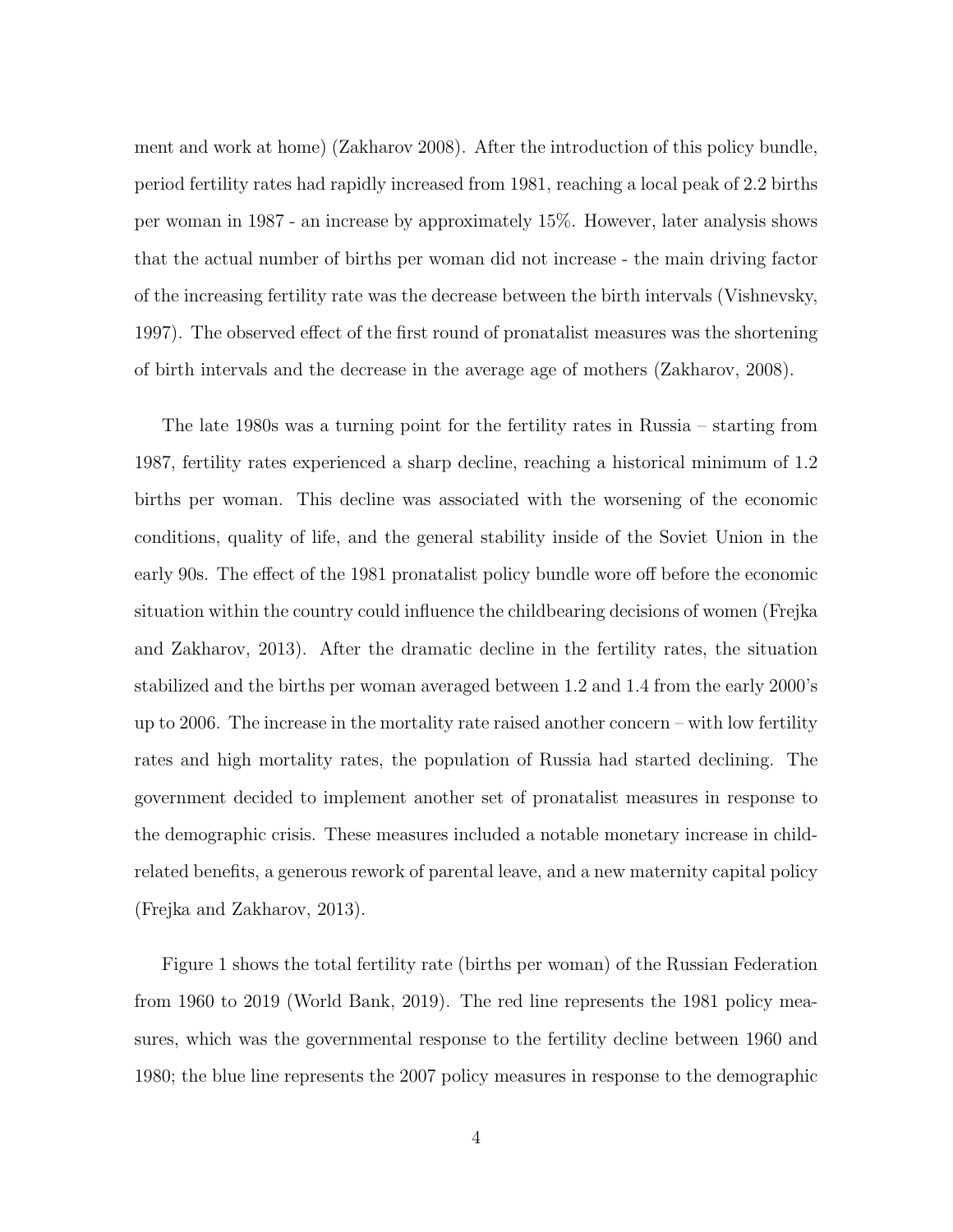ment and work at home) (Zakharov 2008). After the introduction of this policy bundle, period fertility rates had rapidly increased from 1981, reaching a local peak of 2.2 births per woman in 1987 - an increase by approximately 15%. However, later analysis shows that the actual number of births per woman did not increase - the main driving factor of the increasing fertility rate was the decrease between the birth intervals (Vishnevsky, 1997). The observed effect of the first round of pronatalist measures was the shortening of birth intervals and the decrease in the average age of mothers (Zakharov, 2008).

The late 1980s was a turning point for the fertility rates in Russia – starting from 1987, fertility rates experienced a sharp decline, reaching a historical minimum of 1.2 births per woman. This decline was associated with the worsening of the economic conditions, quality of life, and the general stability inside of the Soviet Union in the early 90s. The effect of the 1981 pronatalist policy bundle wore off before the economic situation within the country could influence the childbearing decisions of women (Frejka and Zakharov, 2013). After the dramatic decline in the fertility rates, the situation stabilized and the births per woman averaged between 1.2 and 1.4 from the early 2000's up to 2006. The increase in the mortality rate raised another concern – with low fertility rates and high mortality rates, the population of Russia had started declining. The government decided to implement another set of pronatalist measures in response to the demographic crisis. These measures included a notable monetary increase in child-related benefits, a generous rework of parental leave, and a new maternity capital policy (Frejka and Zakharov, 2013).

Figure 1 shows the total fertility rate (births per woman) of the Russian Federation from 1960 to 2019 (World Bank, 2019). The red line represents the 1981 policy measures, which was the governmental response to the fertility decline between 1960 and 1980; the blue line represents the 2007 policy measures in response to the demographic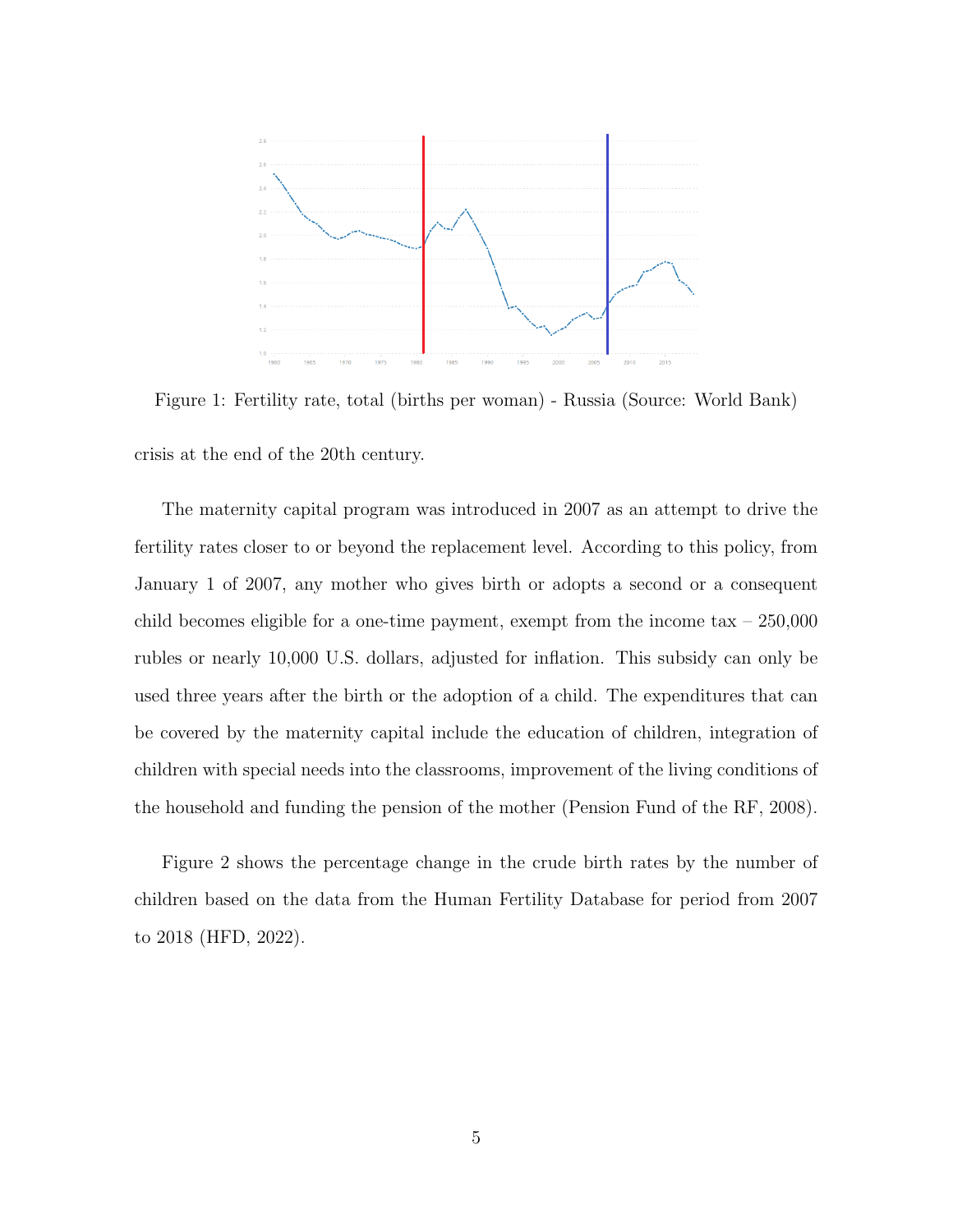Figure 1: Fertility rate, total (births per woman) - Russia (Source: World Bank)

crisis at the end of the 20th century.

The maternity capital program was introduced in 2007 as an attempt to drive the fertility rates closer to or beyond the replacement level. According to this policy, from January 1 of 2007, any mother who gives birth or adopts a second or a consequent child becomes eligible for a one-time payment, exempt from the income tax – 250,000 rubles or nearly 10,000 U.S. dollars, adjusted for inflation. This subsidy can only be used three years after the birth or the adoption of a child. The expenditures that can be covered by the maternity capital include the education of children, integration of children with special needs into the classrooms, improvement of the living conditions of the household and funding the pension of the mother (Pension Fund of the RF, 2008).

Figure 2 shows the percentage change in the crude birth rates by the number of children based on the data from the Human Fertility Database for period from 2007 to 2018 (HFD, 2022).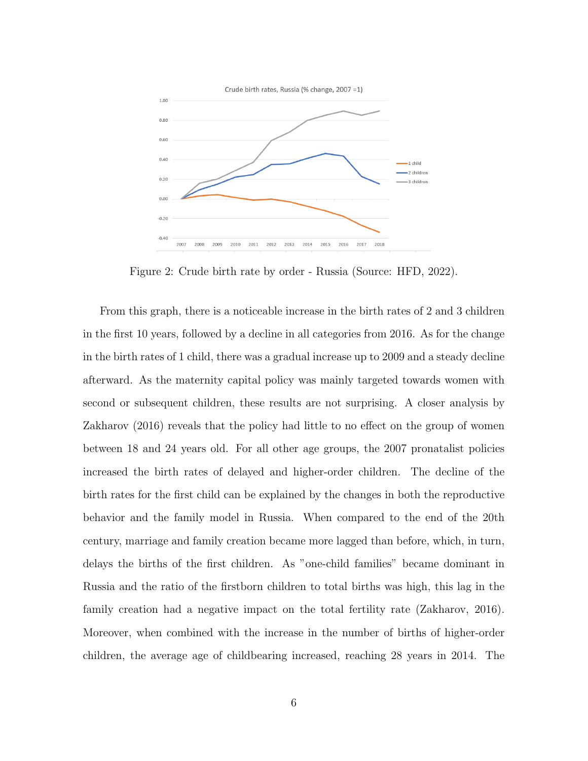Figure 2: Crude birth rate by order - Russia (Source: HFD, 2022).

From this graph, there is a noticeable increase in the birth rates of 2 and 3 children in the first 10 years, followed by a decline in all categories from 2016. As for the change in the birth rates of 1 child, there was a gradual increase up to 2009 and a steady decline afterward. As the maternity capital policy was mainly targeted towards women with second or subsequent children, these results are not surprising. A closer analysis by Zakharov (2016) reveals that the policy had little to no effect on the group of women between 18 and 24 years old. For all other age groups, the 2007 pronatalist policies increased the birth rates of delayed and higher-order children. The decline of the birth rates for the first child can be explained by the changes in both the reproductive behavior and the family model in Russia. When compared to the end of the 20th century, marriage and family creation became more lagged than before, which, in turn, delays the births of the first children. As "one-child families" became dominant in Russia and the ratio of the firstborn children to total births was high, this lag in the family creation had a negative impact on the total fertility rate (Zakharov, 2016). Moreover, when combined with the increase in the number of births of higher-order children, the average age of childbearing increased, reaching 28 years in 2014. The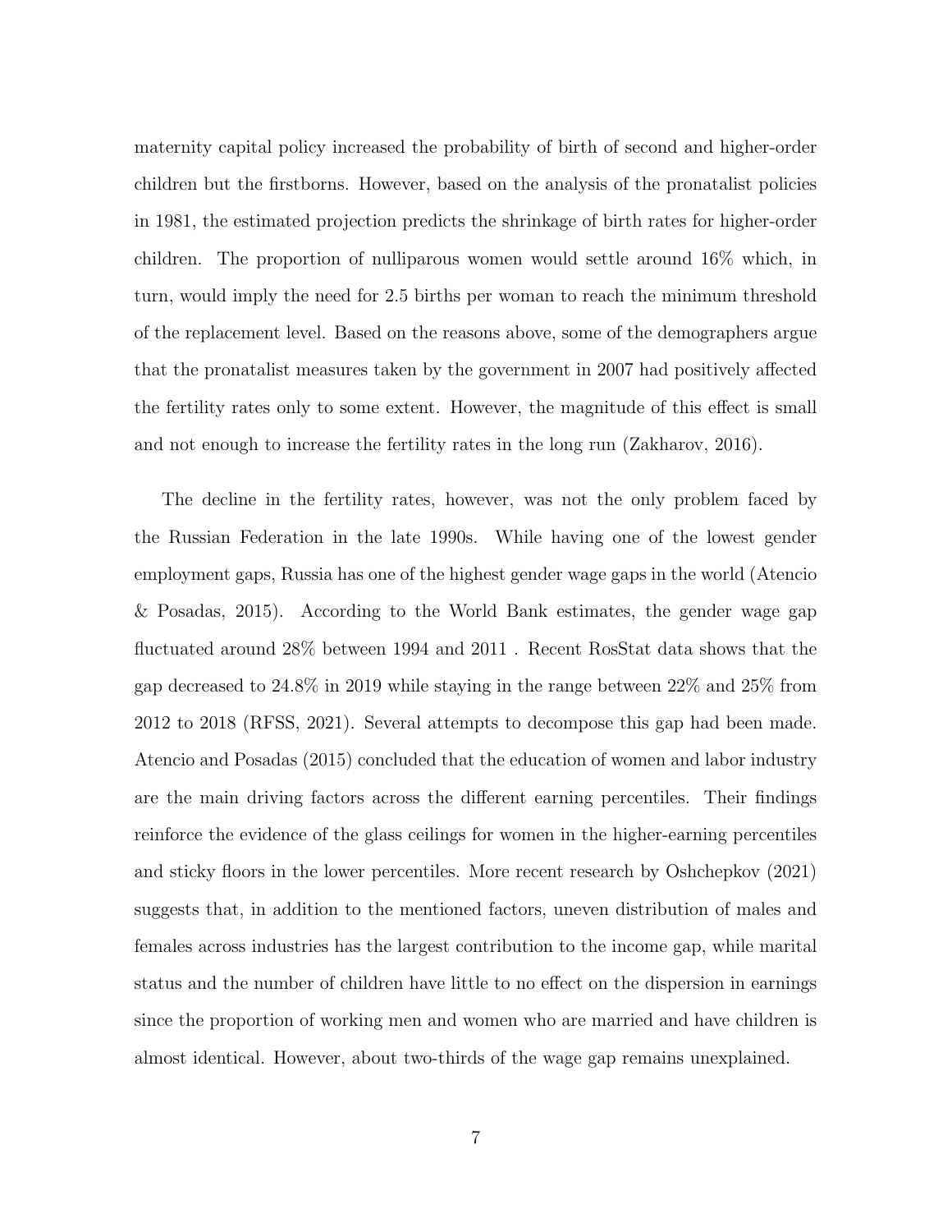maternity capital policy increased the probability of birth of second and higher-order children but the firstborns. However, based on the analysis of the pronatalist policies in 1981, the estimated projection predicts the shrinkage of birth rates for higher-order children. The proportion of nulliparous women would settle around 16% which, in turn, would imply the need for 2.5 births per woman to reach the minimum threshold of the replacement level. Based on the reasons above, some of the demographers argue that the pronatalist measures taken by the government in 2007 had positively affected the fertility rates only to some extent. However, the magnitude of this effect is small and not enough to increase the fertility rates in the long run (Zakharov, 2016).

The decline in the fertility rates, however, was not the only problem faced by the Russian Federation in the late 1990s. While having one of the lowest gender employment gaps, Russia has one of the highest gender wage gaps in the world (Atencio & Posadas, 2015). According to the World Bank estimates, the gender wage gap fluctuated around 28% between 1994 and 2011 . Recent RosStat data shows that the gap decreased to 24.8% in 2019 while staying in the range between 22% and 25% from 2012 to 2018 (RFSS, 2021). Several attempts to decompose this gap had been made. Atencio and Posadas (2015) concluded that the education of women and labor industry are the main driving factors across the different earning percentiles. Their findings reinforce the evidence of the glass ceilings for women in the higher-earning percentiles and sticky floors in the lower percentiles. More recent research by Oshchepkov (2021) suggests that, in addition to the mentioned factors, uneven distribution of males and females across industries has the largest contribution to the income gap, while marital status and the number of children have little to no effect on the dispersion in earnings since the proportion of working men and women who are married and have children is almost identical. However, about two-thirds of the wage gap remains unexplained.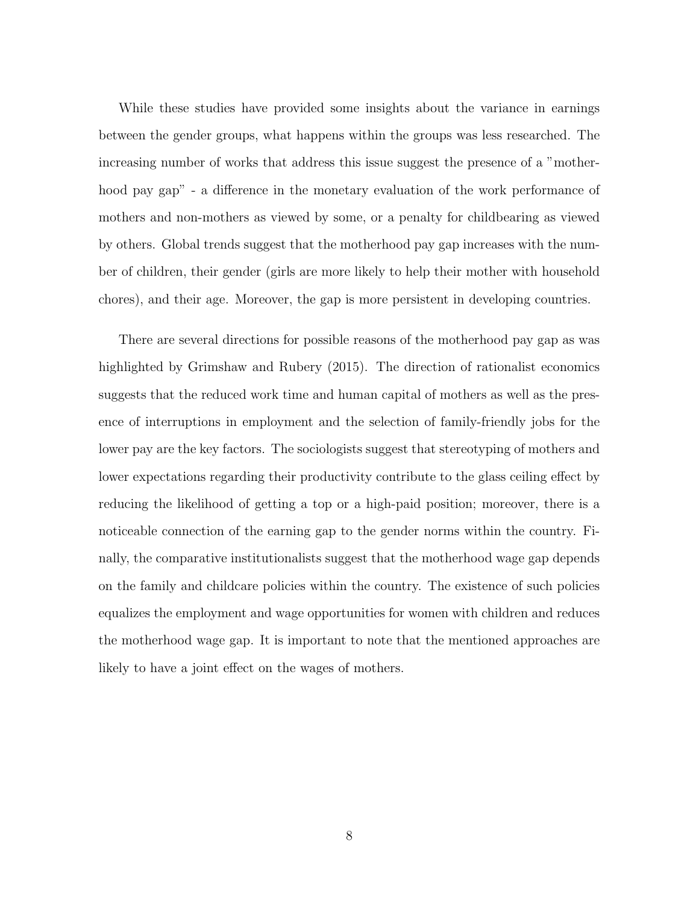While these studies have provided some insights about the variance in earnings between the gender groups, what happens within the groups was less researched. The increasing number of works that address this issue suggest the presence of a "motherhood pay gap" - a difference in the monetary evaluation of the work performance of mothers and non-mothers as viewed by some, or a penalty for childbearing as viewed by others. Global trends suggest that the motherhood pay gap increases with the number of children, their gender (girls are more likely to help their mother with household chores), and their age. Moreover, the gap is more persistent in developing countries.

There are several directions for possible reasons of the motherhood pay gap as was highlighted by Grimshaw and Rubery (2015). The direction of rationalist economics suggests that the reduced work time and human capital of mothers as well as the presence of interruptions in employment and the selection of family-friendly jobs for the lower pay are the key factors. The sociologists suggest that stereotyping of mothers and lower expectations regarding their productivity contribute to the glass ceiling effect by reducing the likelihood of getting a top or a high-paid position; moreover, there is a noticeable connection of the earning gap to the gender norms within the country. Finally, the comparative institutionalists suggest that the motherhood wage gap depends on the family and childcare policies within the country. The existence of such policies equalizes the employment and wage opportunities for women with children and reduces the motherhood wage gap. It is important to note that the mentioned approaches are likely to have a joint effect on the wages of mothers.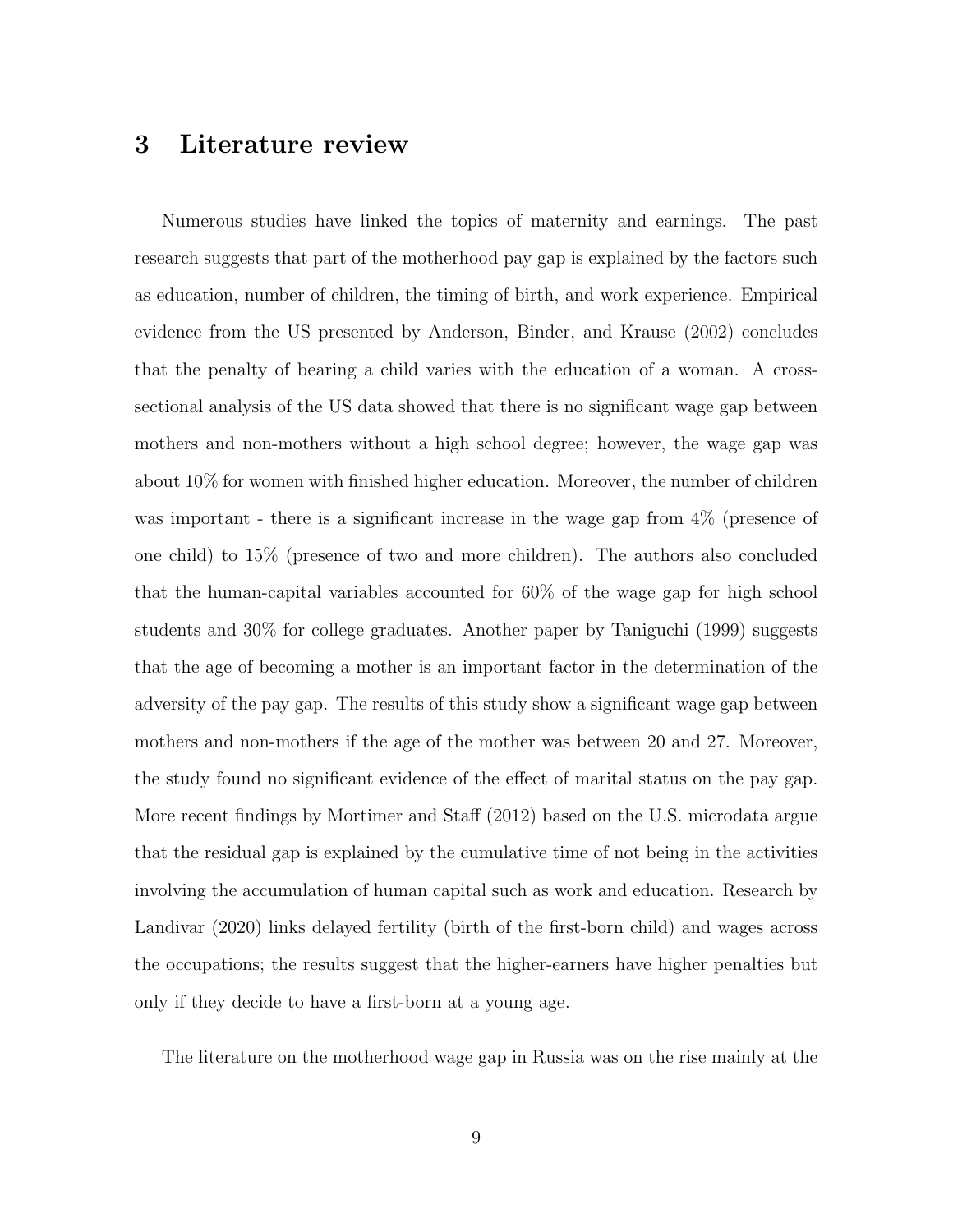## 3 Literature review

Numerous studies have linked the topics of maternity and earnings. The past research suggests that part of the motherhood pay gap is explained by the factors such as education, number of children, the timing of birth, and work experience. Empirical evidence from the US presented by Anderson, Binder, and Krause (2002) concludes that the penalty of bearing a child varies with the education of a woman. A cross-sectional analysis of the US data showed that there is no significant wage gap between mothers and non-mothers without a high school degree; however, the wage gap was about 10% for women with finished higher education. Moreover, the number of children was important - there is a significant increase in the wage gap from 4% (presence of one child) to 15% (presence of two and more children). The authors also concluded that the human-capital variables accounted for 60% of the wage gap for high school students and 30% for college graduates. Another paper by Taniguchi (1999) suggests that the age of becoming a mother is an important factor in the determination of the adversity of the pay gap. The results of this study show a significant wage gap between mothers and non-mothers if the age of the mother was between 20 and 27. Moreover, the study found no significant evidence of the effect of marital status on the pay gap. More recent findings by Mortimer and Staff (2012) based on the U.S. microdata argue that the residual gap is explained by the cumulative time of not being in the activities involving the accumulation of human capital such as work and education. Research by Landivar (2020) links delayed fertility (birth of the first-born child) and wages across the occupations; the results suggest that the higher-earners have higher penalties but only if they decide to have a first-born at a young age.

The literature on the motherhood wage gap in Russia was on the rise mainly at the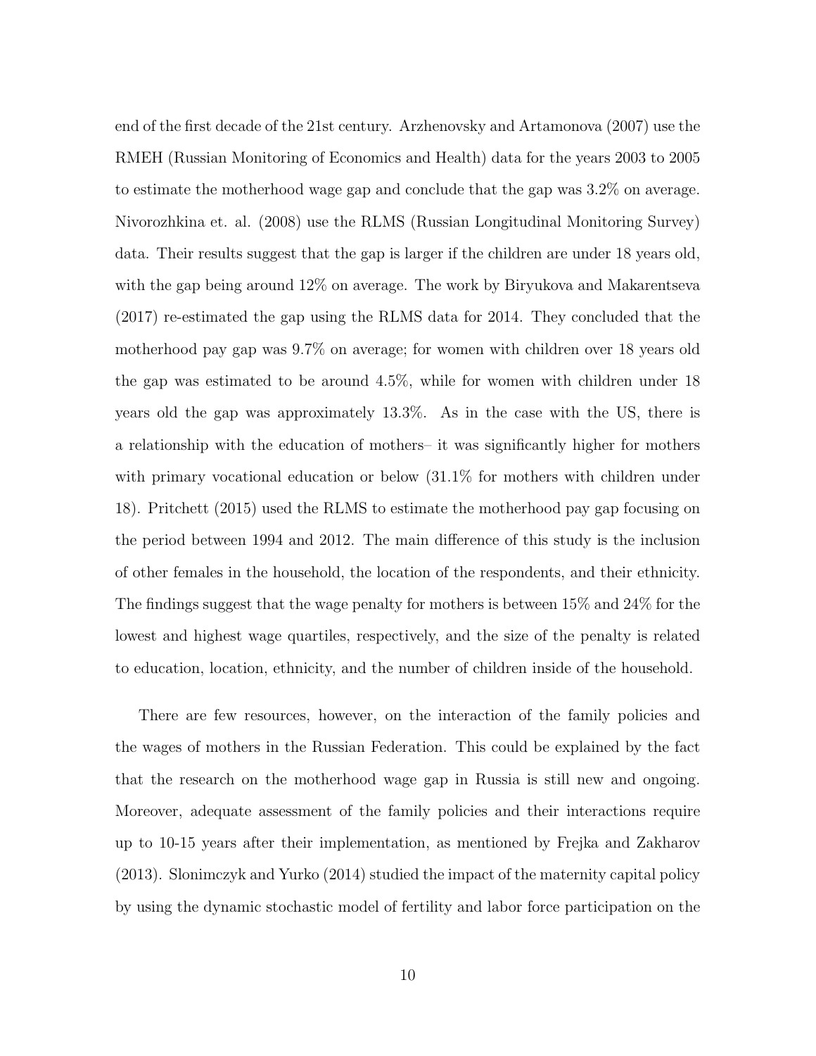end of the first decade of the 21st century. Arzhenovsky and Artamonova (2007) use the RMEH (Russian Monitoring of Economics and Health) data for the years 2003 to 2005 to estimate the motherhood wage gap and conclude that the gap was 3.2% on average. Nivorozhkina et. al. (2008) use the RLMS (Russian Longitudinal Monitoring Survey) data. Their results suggest that the gap is larger if the children are under 18 years old, with the gap being around 12% on average. The work by Biryukova and Makarentseva (2017) re-estimated the gap using the RLMS data for 2014. They concluded that the motherhood pay gap was 9.7% on average; for women with children over 18 years old the gap was estimated to be around 4.5%, while for women with children under 18 years old the gap was approximately 13.3%. As in the case with the US, there is a relationship with the education of mothers– it was significantly higher for mothers with primary vocational education or below (31.1% for mothers with children under 18). Pritchett (2015) used the RLMS to estimate the motherhood pay gap focusing on the period between 1994 and 2012. The main difference of this study is the inclusion of other females in the household, the location of the respondents, and their ethnicity. The findings suggest that the wage penalty for mothers is between 15% and 24% for the lowest and highest wage quartiles, respectively, and the size of the penalty is related to education, location, ethnicity, and the number of children inside of the household.

There are few resources, however, on the interaction of the family policies and the wages of mothers in the Russian Federation. This could be explained by the fact that the research on the motherhood wage gap in Russia is still new and ongoing. Moreover, adequate assessment of the family policies and their interactions require up to 10-15 years after their implementation, as mentioned by Frejka and Zakharov (2013). Slonimczyk and Yurko (2014) studied the impact of the maternity capital policy by using the dynamic stochastic model of fertility and labor force participation on the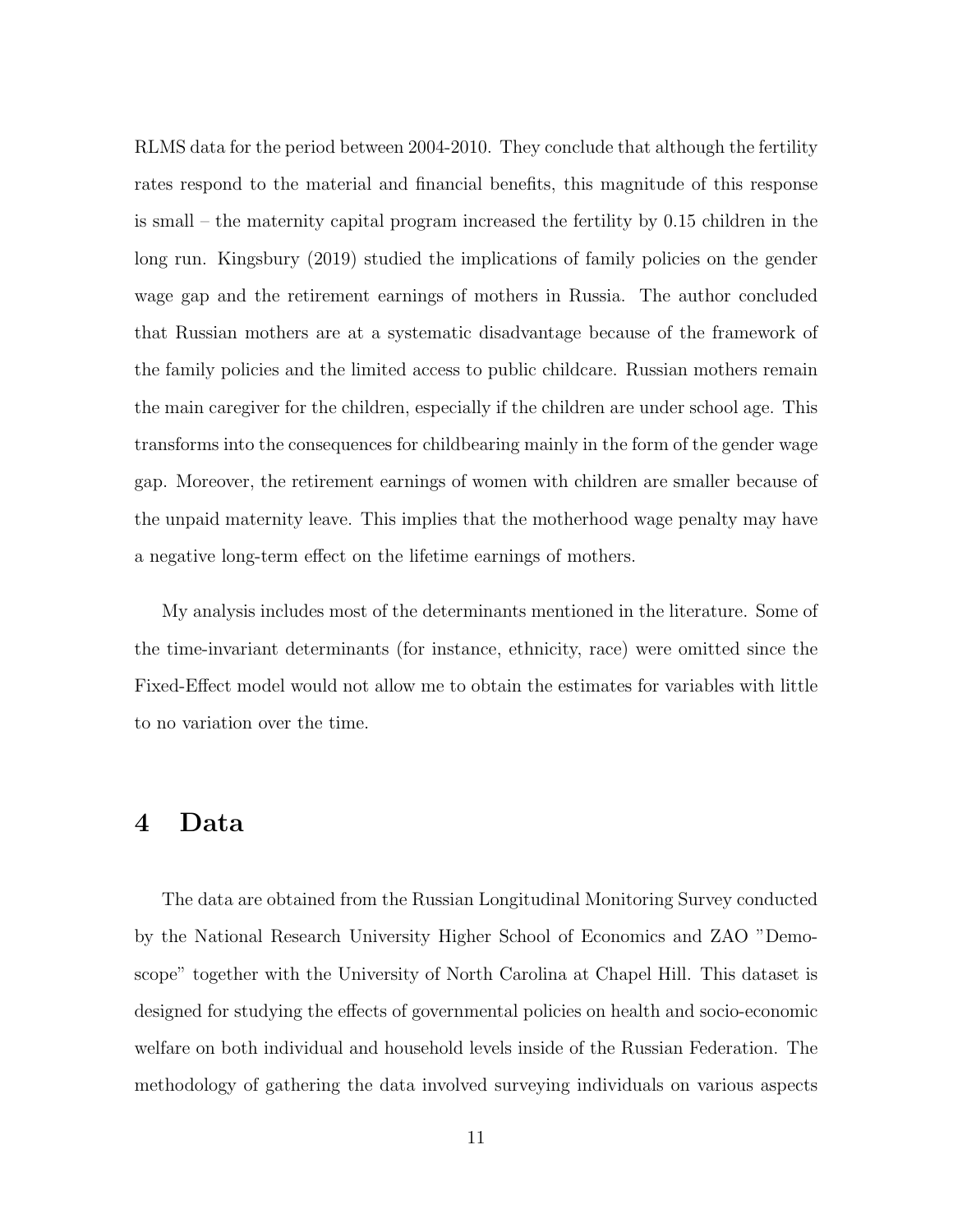RLMS data for the period between 2004-2010. They conclude that although the fertility rates respond to the material and financial benefits, this magnitude of this response is small – the maternity capital program increased the fertility by 0.15 children in the long run. Kingsbury (2019) studied the implications of family policies on the gender wage gap and the retirement earnings of mothers in Russia. The author concluded that Russian mothers are at a systematic disadvantage because of the framework of the family policies and the limited access to public childcare. Russian mothers remain the main caregiver for the children, especially if the children are under school age. This transforms into the consequences for childbearing mainly in the form of the gender wage gap. Moreover, the retirement earnings of women with children are smaller because of the unpaid maternity leave. This implies that the motherhood wage penalty may have a negative long-term effect on the lifetime earnings of mothers.

My analysis includes most of the determinants mentioned in the literature. Some of the time-invariant determinants (for instance, ethnicity, race) were omitted since the Fixed-Effect model would not allow me to obtain the estimates for variables with little to no variation over the time.

# 4 Data

The data are obtained from the Russian Longitudinal Monitoring Survey conducted by the National Research University Higher School of Economics and ZAO "Demoscope" together with the University of North Carolina at Chapel Hill. This dataset is designed for studying the effects of governmental policies on health and socio-economic welfare on both individual and household levels inside of the Russian Federation. The methodology of gathering the data involved surveying individuals on various aspects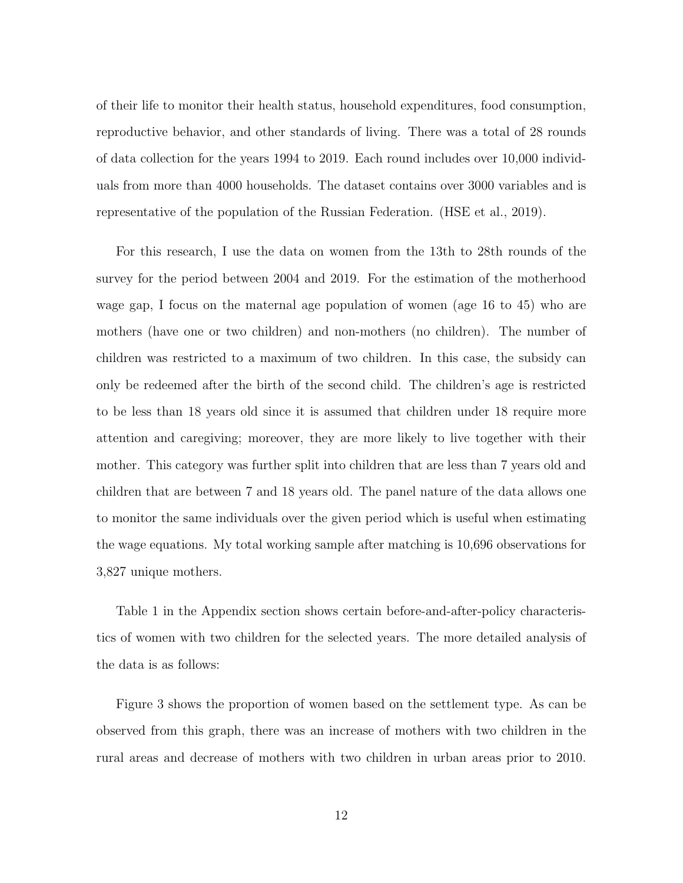of their life to monitor their health status, household expenditures, food consumption, reproductive behavior, and other standards of living. There was a total of 28 rounds of data collection for the years 1994 to 2019. Each round includes over 10,000 individuals from more than 4000 households. The dataset contains over 3000 variables and is representative of the population of the Russian Federation. (HSE et al., 2019).

For this research, I use the data on women from the 13th to 28th rounds of the survey for the period between 2004 and 2019. For the estimation of the motherhood wage gap, I focus on the maternal age population of women (age 16 to 45) who are mothers (have one or two children) and non-mothers (no children). The number of children was restricted to a maximum of two children. In this case, the subsidy can only be redeemed after the birth of the second child. The children's age is restricted to be less than 18 years old since it is assumed that children under 18 require more attention and caregiving; moreover, they are more likely to live together with their mother. This category was further split into children that are less than 7 years old and children that are between 7 and 18 years old. The panel nature of the data allows one to monitor the same individuals over the given period which is useful when estimating the wage equations. My total working sample after matching is 10,696 observations for 3,827 unique mothers.

Table 1 in the Appendix section shows certain before-and-after-policy characteristics of women with two children for the selected years. The more detailed analysis of the data is as follows:

Figure 3 shows the proportion of women based on the settlement type. As can be observed from this graph, there was an increase of mothers with two children in the rural areas and decrease of mothers with two children in urban areas prior to 2010.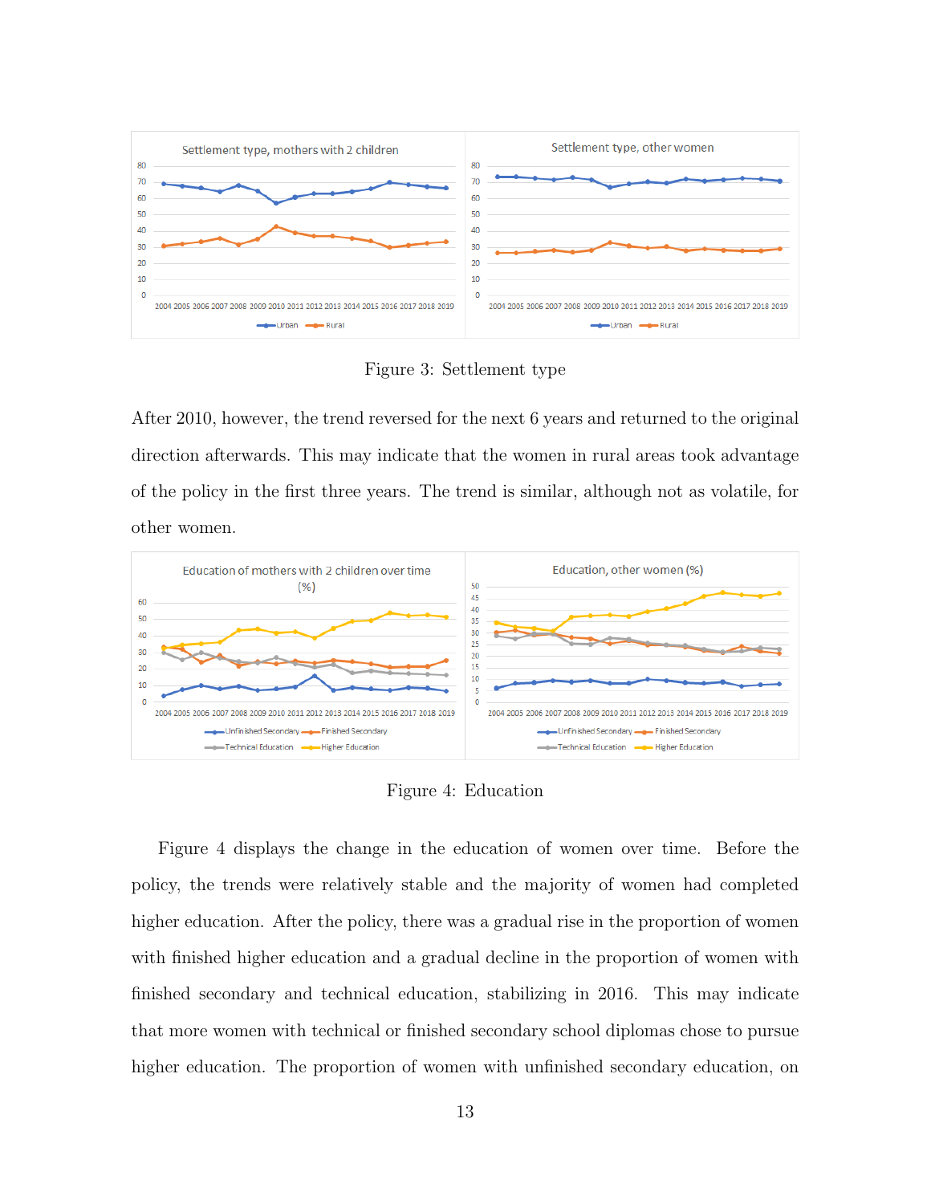Figure 3: Settlement type

After 2010, however, the trend reversed for the next 6 years and returned to the original direction afterwards. This may indicate that the women in rural areas took advantage of the policy in the first three years. The trend is similar, although not as volatile, for other women.

Figure 4: Education

Figure 4 displays the change in the education of women over time. Before the policy, the trends were relatively stable and the majority of women had completed higher education. After the policy, there was a gradual rise in the proportion of women with finished higher education and a gradual decline in the proportion of women with finished secondary and technical education, stabilizing in 2016. This may indicate that more women with technical or finished secondary school diplomas chose to pursue higher education. The proportion of women with unfinished secondary education, on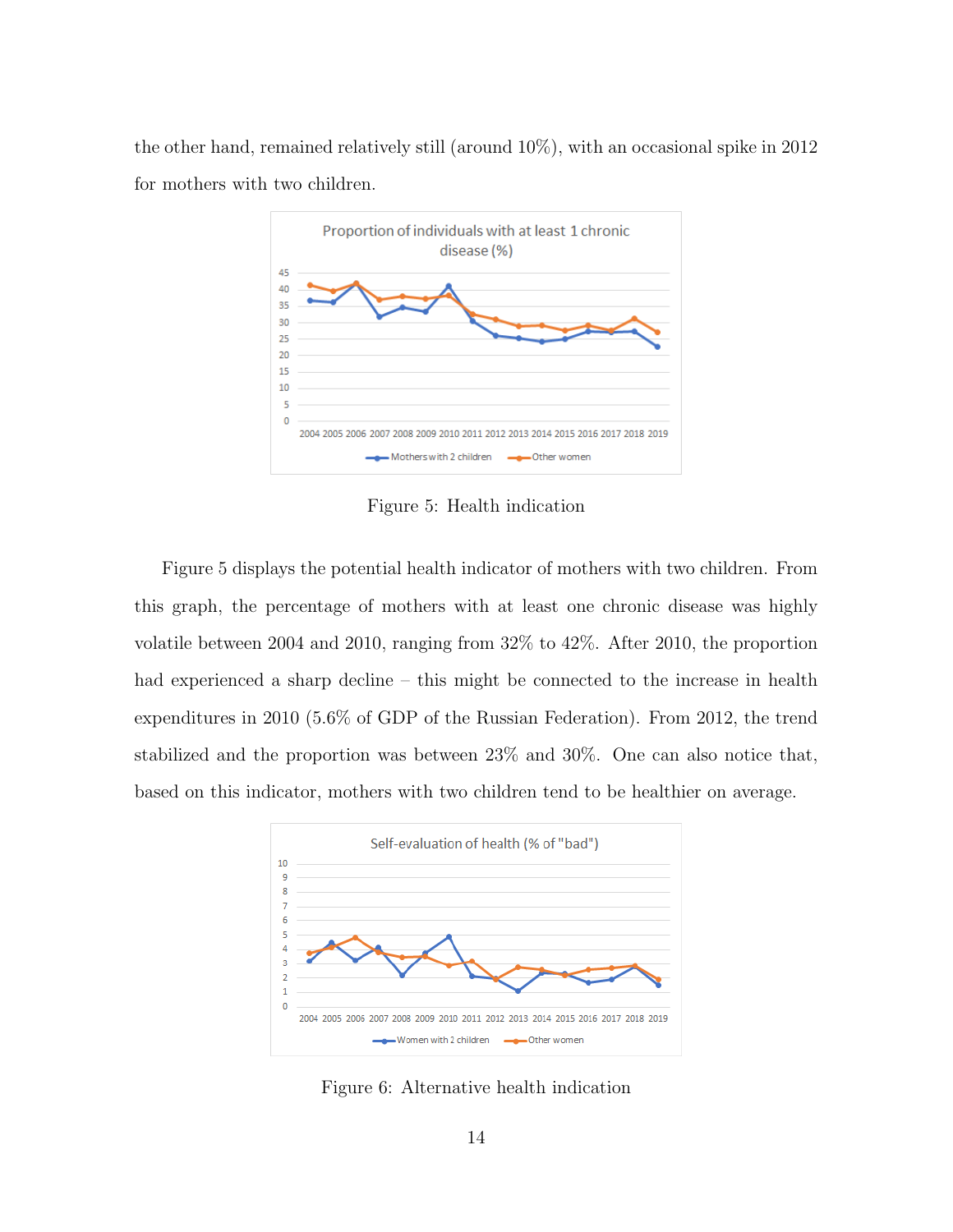the other hand, remained relatively still (around 10%), with an occasional spike in 2012 for mothers with two children.

Figure 5: Health indication

Figure 5 displays the potential health indicator of mothers with two children. From this graph, the percentage of mothers with at least one chronic disease was highly volatile between 2004 and 2010, ranging from 32% to 42%. After 2010, the proportion had experienced a sharp decline – this might be connected to the increase in health expenditures in 2010 (5.6% of GDP of the Russian Federation). From 2012, the trend stabilized and the proportion was between 23% and 30%. One can also notice that, based on this indicator, mothers with two children tend to be healthier on average.

Figure 6: Alternative health indication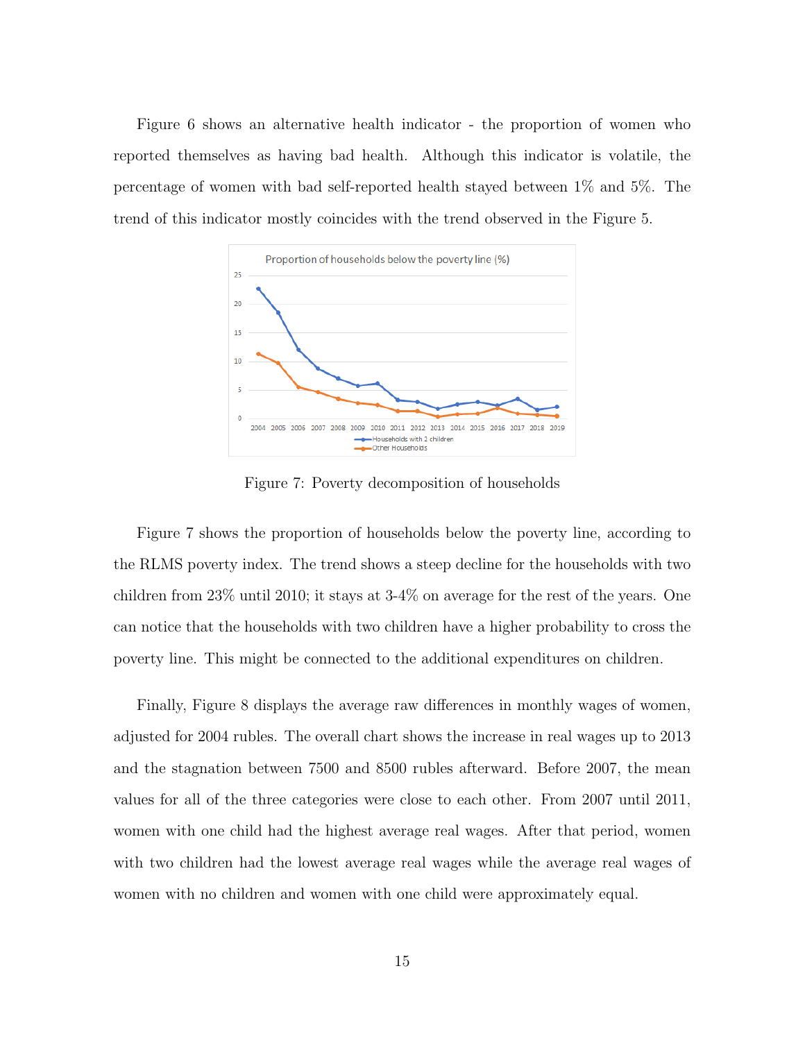Figure 6 shows an alternative health indicator - the proportion of women who reported themselves as having bad health. Although this indicator is volatile, the percentage of women with bad self-reported health stayed between 1% and 5%. The trend of this indicator mostly coincides with the trend observed in the Figure 5.

Figure 7: Poverty decomposition of households

Figure 7 shows the proportion of households below the poverty line, according to the RLMS poverty index. The trend shows a steep decline for the households with two children from 23% until 2010; it stays at 3-4% on average for the rest of the years. One can notice that the households with two children have a higher probability to cross the poverty line. This might be connected to the additional expenditures on children.

Finally, Figure 8 displays the average raw differences in monthly wages of women, adjusted for 2004 rubles. The overall chart shows the increase in real wages up to 2013 and the stagnation between 7500 and 8500 rubles afterward. Before 2007, the mean values for all of the three categories were close to each other. From 2007 until 2011, women with one child had the highest average real wages. After that period, women with two children had the lowest average real wages while the average real wages of women with no children and women with one child were approximately equal.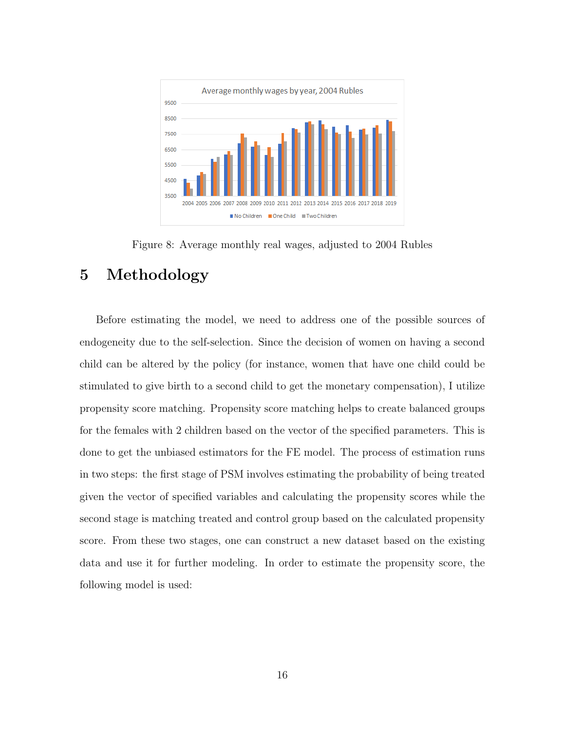Figure 8: Average monthly real wages, adjusted to 2004 Rubles

# 5 Methodology

Before estimating the model, we need to address one of the possible sources of endogeneity due to the self-selection. Since the decision of women on having a second child can be altered by the policy (for instance, women that have one child could be stimulated to give birth to a second child to get the monetary compensation), I utilize propensity score matching. Propensity score matching helps to create balanced groups for the females with 2 children based on the vector of the specified parameters. This is done to get the unbiased estimators for the FE model. The process of estimation runs in two steps: the first stage of PSM involves estimating the probability of being treated given the vector of specified variables and calculating the propensity scores while the second stage is matching treated and control group based on the calculated propensity score. From these two stages, one can construct a new dataset based on the existing data and use it for further modeling. In order to estimate the propensity score, the following model is used: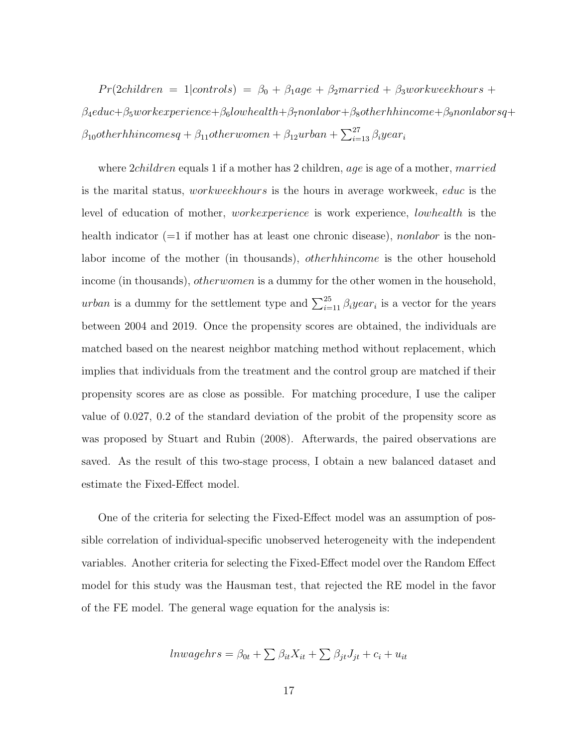$Pr(2children = 1|controls) = \beta_0 + \beta_1 age + \beta_2 married + \beta_3 workweekhours + \beta_4 educ + \beta_5 workexperience + \beta_6 lowhealth + \beta_7 nonlabor + \beta_8 otherhhincome + \beta_9 nonlaborsq + \beta_{10} otherhhincomesq + \beta_{11} otherwomen + \beta_{12} urban + \sum_{i=13}^{27} \beta_i year_i$

where $2children$ equals 1 if a mother has 2 children, $age$ is age of a mother, $married$ is the marital status, $workweekhours$ is the hours in average workweek, $educ$ is the level of education of mother, $workexperience$ is work experience, $lowhealth$ is the health indicator (=1 if mother has at least one chronic disease), $nonlabor$ is the non-labor income of the mother (in thousands), $otherhhincome$ is the other household income (in thousands), $otherwomen$ is a dummy for the other women in the household, $urban$ is a dummy for the settlement type and $\sum_{i=11}^{25} \beta_i year_i$ is a vector for the years between 2004 and 2019. Once the propensity scores are obtained, the individuals are matched based on the nearest neighbor matching method without replacement, which implies that individuals from the treatment and the control group are matched if their propensity scores are as close as possible. For matching procedure, I use the caliper value of 0.027, 0.2 of the standard deviation of the probit of the propensity score as was proposed by Stuart and Rubin (2008). Afterwards, the paired observations are saved. As the result of this two-stage process, I obtain a new balanced dataset and estimate the Fixed-Effect model.

One of the criteria for selecting the Fixed-Effect model was an assumption of possible correlation of individual-specific unobserved heterogeneity with the independent variables. Another criteria for selecting the Fixed-Effect model over the Random Effect model for this study was the Hausman test, that rejected the RE model in the favor of the FE model. The general wage equation for the analysis is:

$$lnwagehrs = \beta_{0t} + \sum \beta_{it} X_{it} + \sum \beta_{jt} J_{jt} + c_i + u_{it}$$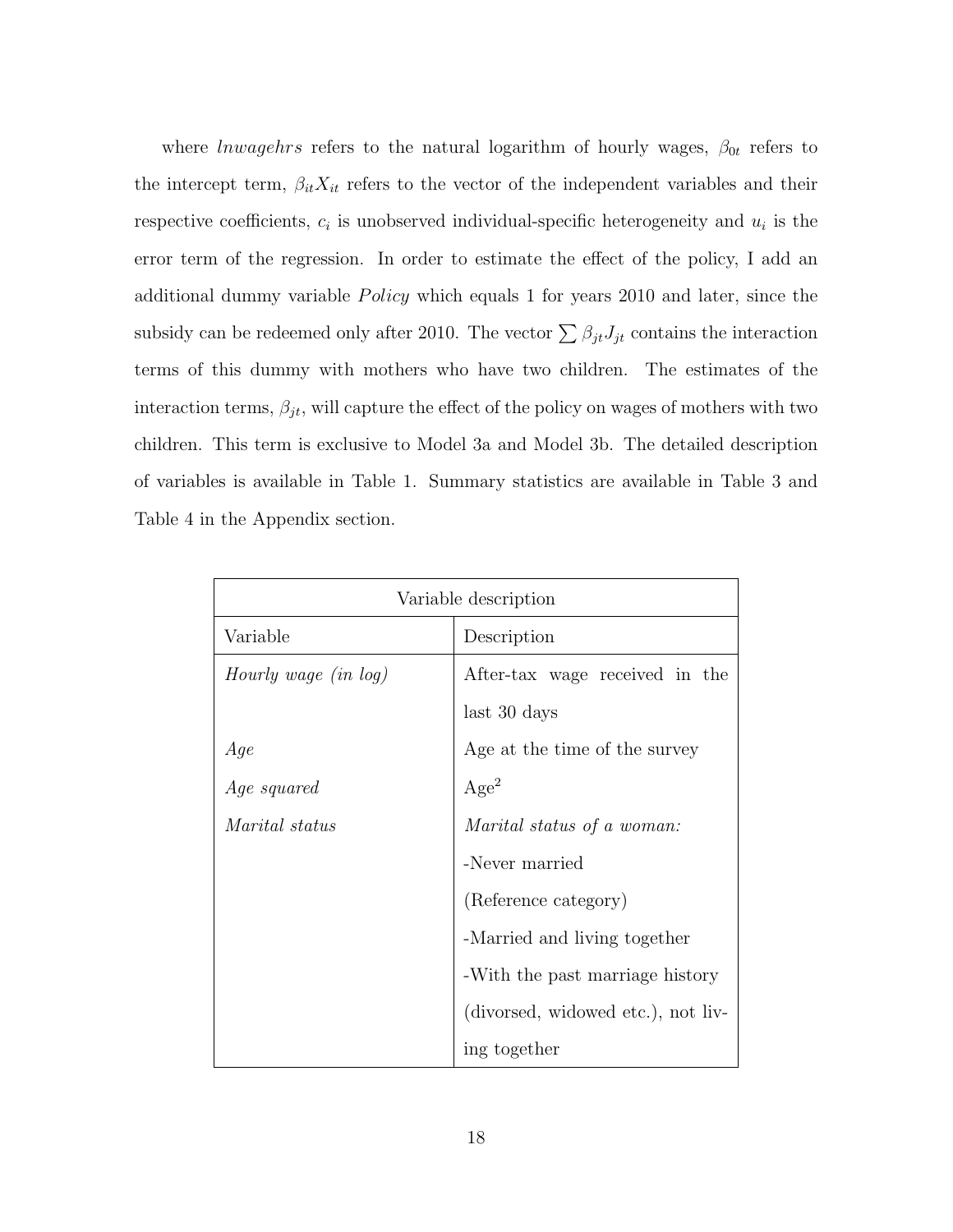where *lnwagehrs* refers to the natural logarithm of hourly wages, $\beta_{0t}$ refers to the intercept term, $\beta_{it}X_{it}$ refers to the vector of the independent variables and their respective coefficients, $c_i$ is unobserved individual-specific heterogeneity and $u_i$ is the error term of the regression. In order to estimate the effect of the policy, I add an additional dummy variable *Policy* which equals 1 for years 2010 and later, since the subsidy can be redeemed only after 2010. The vector $\sum \beta_{jt}J_{jt}$ contains the interaction terms of this dummy with mothers who have two children. The estimates of the interaction terms, $\beta_{jt}$, will capture the effect of the policy on wages of mothers with two children. This term is exclusive to Model 3a and Model 3b. The detailed description of variables is available in Table 1. Summary statistics are available in Table 3 and Table 4 in the Appendix section.

| Variable description | |
|---|---|
| Variable | Description |
| *Hourly wage (in log)* | After-tax wage received in the last 30 days |
| *Age* | Age at the time of the survey |
| *Age squared* | $\text{Age}^2$ |
| *Marital status* | *Marital status of a woman:*<br>-Never married<br>(Reference category)<br>-Married and living together<br>-With the past marriage history (divorsed, widowed etc.), not living together |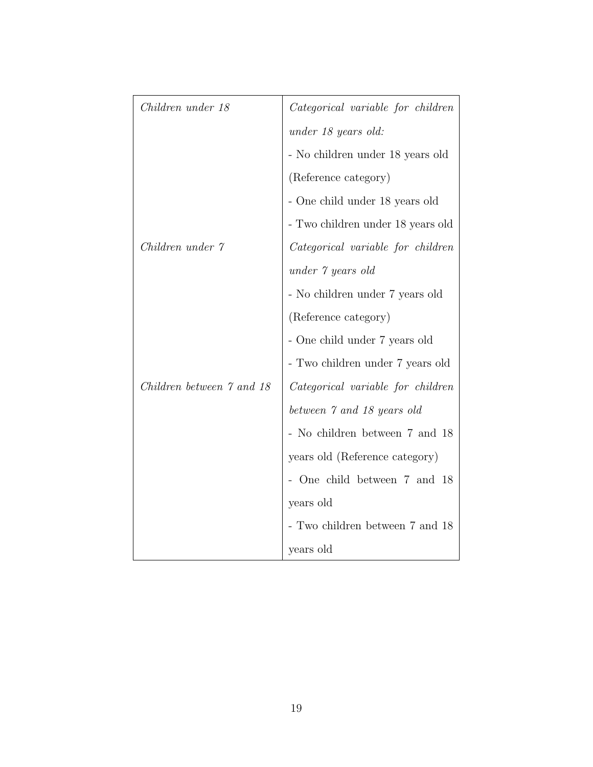| | |
|---|---|
| *Children under 18* | *Categorical variable for children under 18 years old:*<br>- No children under 18 years old (Reference category)<br>- One child under 18 years old<br>- Two children under 18 years old |
| *Children under 7* | *Categorical variable for children under 7 years old*<br>- No children under 7 years old (Reference category)<br>- One child under 7 years old<br>- Two children under 7 years old |
| *Children between 7 and 18* | *Categorical variable for children between 7 and 18 years old*<br>- No children between 7 and 18 years old (Reference category)<br>- One child between 7 and 18 years old<br>- Two children between 7 and 18 years old |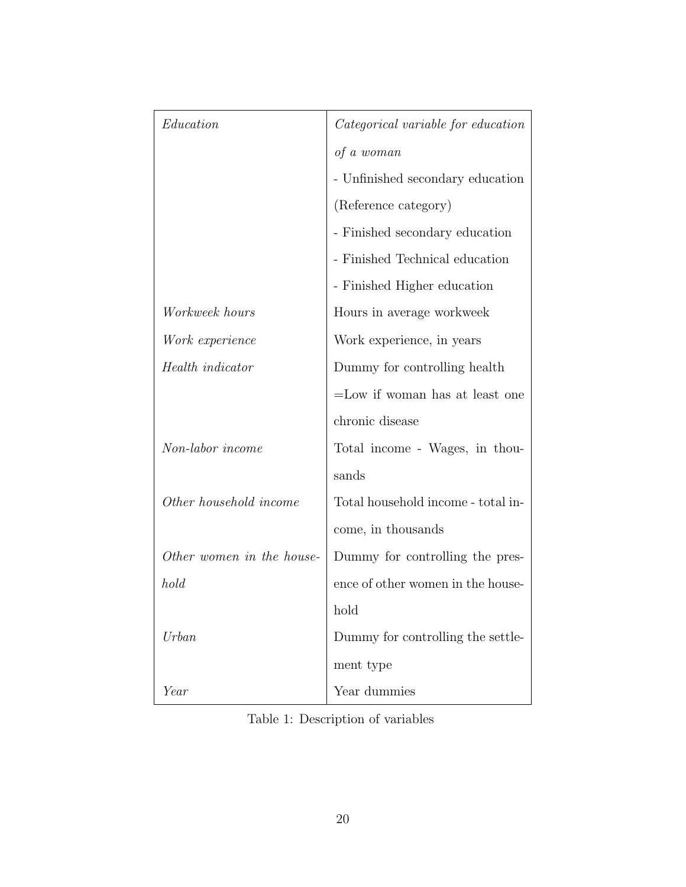| | |
|---|---|
| *Education* | *Categorical variable for education of a woman*<br>- Unfinished secondary education (Reference category)<br>- Finished secondary education<br>- Finished Technical education<br>- Finished Higher education |
| *Workweek hours* | Hours in average workweek |
| *Work experience* | Work experience, in years |
| *Health indicator* | Dummy for controlling health =Low if woman has at least one chronic disease |
| *Non-labor income* | Total income - Wages, in thousands |
| *Other household income* | Total household income - total income, in thousands |
| *Other women in the household* | Dummy for controlling the presence of other women in the household |
| *Urban* | Dummy for controlling the settlement type |
| *Year* | Year dummies |

Table 1: Description of variables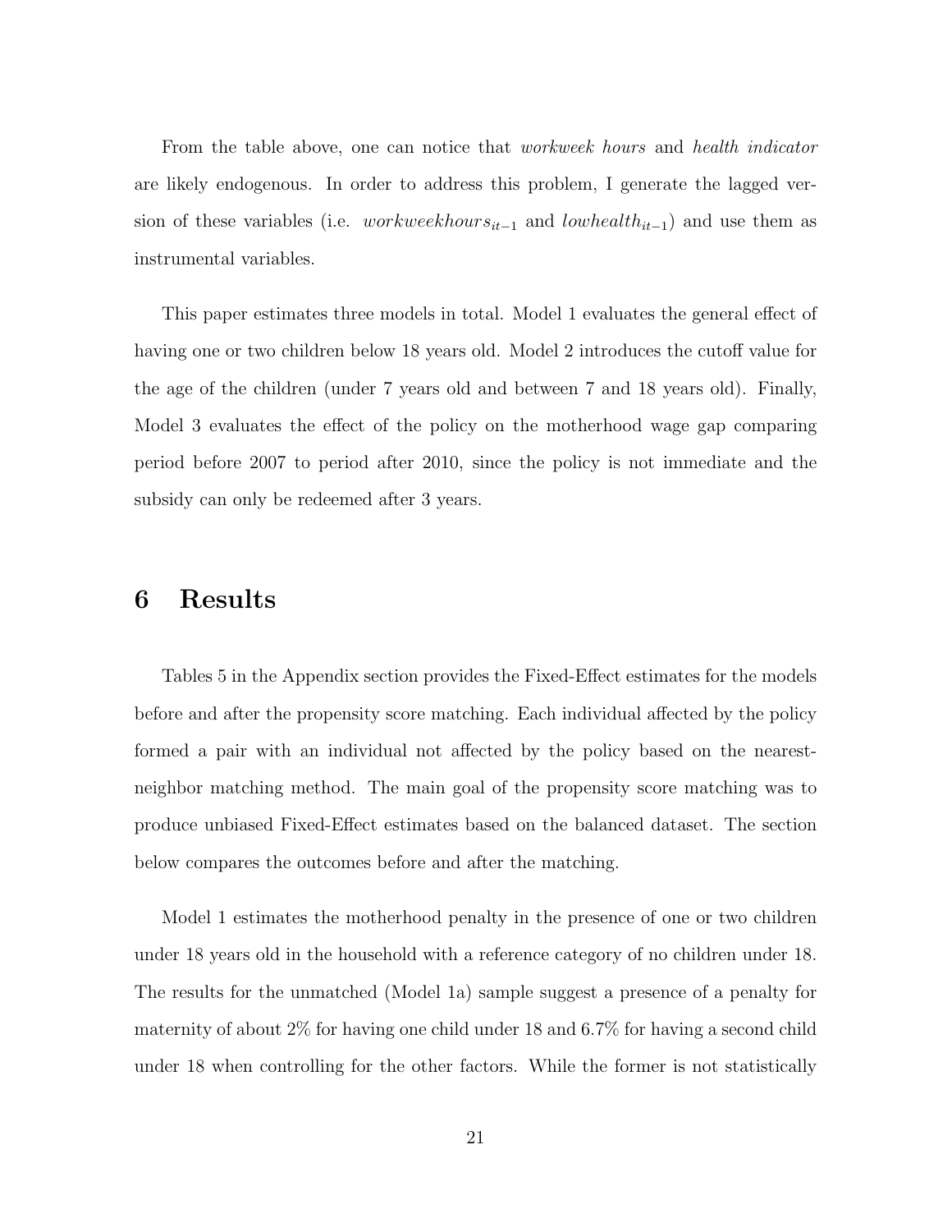From the table above, one can notice that *workweek hours* and *health indicator* are likely endogenous. In order to address this problem, I generate the lagged version of these variables (i.e. $workweekhours_{it-1}$ and $lowhealth_{it-1}$) and use them as instrumental variables.

This paper estimates three models in total. Model 1 evaluates the general effect of having one or two children below 18 years old. Model 2 introduces the cutoff value for the age of the children (under 7 years old and between 7 and 18 years old). Finally, Model 3 evaluates the effect of the policy on the motherhood wage gap comparing period before 2007 to period after 2010, since the policy is not immediate and the subsidy can only be redeemed after 3 years.

# 6 Results

Tables 5 in the Appendix section provides the Fixed-Effect estimates for the models before and after the propensity score matching. Each individual affected by the policy formed a pair with an individual not affected by the policy based on the nearest-neighbor matching method. The main goal of the propensity score matching was to produce unbiased Fixed-Effect estimates based on the balanced dataset. The section below compares the outcomes before and after the matching.

Model 1 estimates the motherhood penalty in the presence of one or two children under 18 years old in the household with a reference category of no children under 18. The results for the unmatched (Model 1a) sample suggest a presence of a penalty for maternity of about 2% for having one child under 18 and 6.7% for having a second child under 18 when controlling for the other factors. While the former is not statistically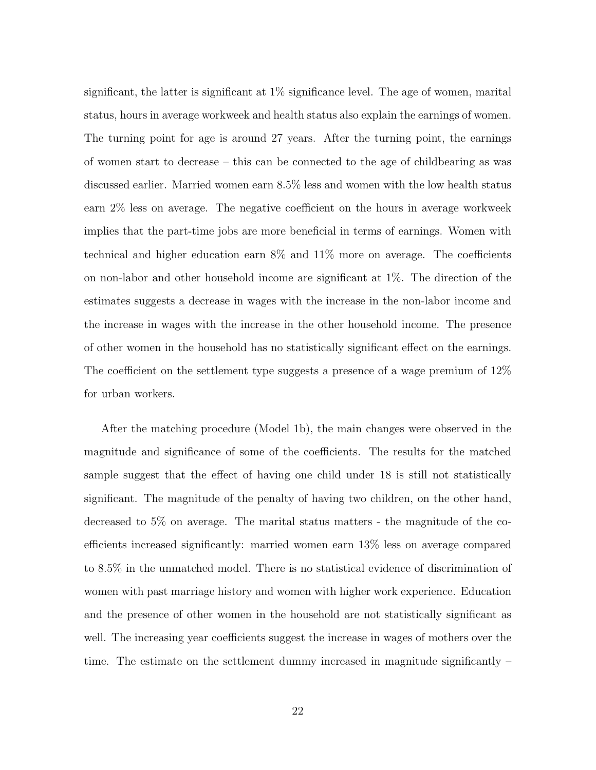significant, the latter is significant at 1% significance level. The age of women, marital status, hours in average workweek and health status also explain the earnings of women. The turning point for age is around 27 years. After the turning point, the earnings of women start to decrease – this can be connected to the age of childbearing as was discussed earlier. Married women earn 8.5% less and women with the low health status earn 2% less on average. The negative coefficient on the hours in average workweek implies that the part-time jobs are more beneficial in terms of earnings. Women with technical and higher education earn 8% and 11% more on average. The coefficients on non-labor and other household income are significant at 1%. The direction of the estimates suggests a decrease in wages with the increase in the non-labor income and the increase in wages with the increase in the other household income. The presence of other women in the household has no statistically significant effect on the earnings. The coefficient on the settlement type suggests a presence of a wage premium of 12% for urban workers.

After the matching procedure (Model 1b), the main changes were observed in the magnitude and significance of some of the coefficients. The results for the matched sample suggest that the effect of having one child under 18 is still not statistically significant. The magnitude of the penalty of having two children, on the other hand, decreased to 5% on average. The marital status matters - the magnitude of the coefficients increased significantly: married women earn 13% less on average compared to 8.5% in the unmatched model. There is no statistical evidence of discrimination of women with past marriage history and women with higher work experience. Education and the presence of other women in the household are not statistically significant as well. The increasing year coefficients suggest the increase in wages of mothers over the time. The estimate on the settlement dummy increased in magnitude significantly –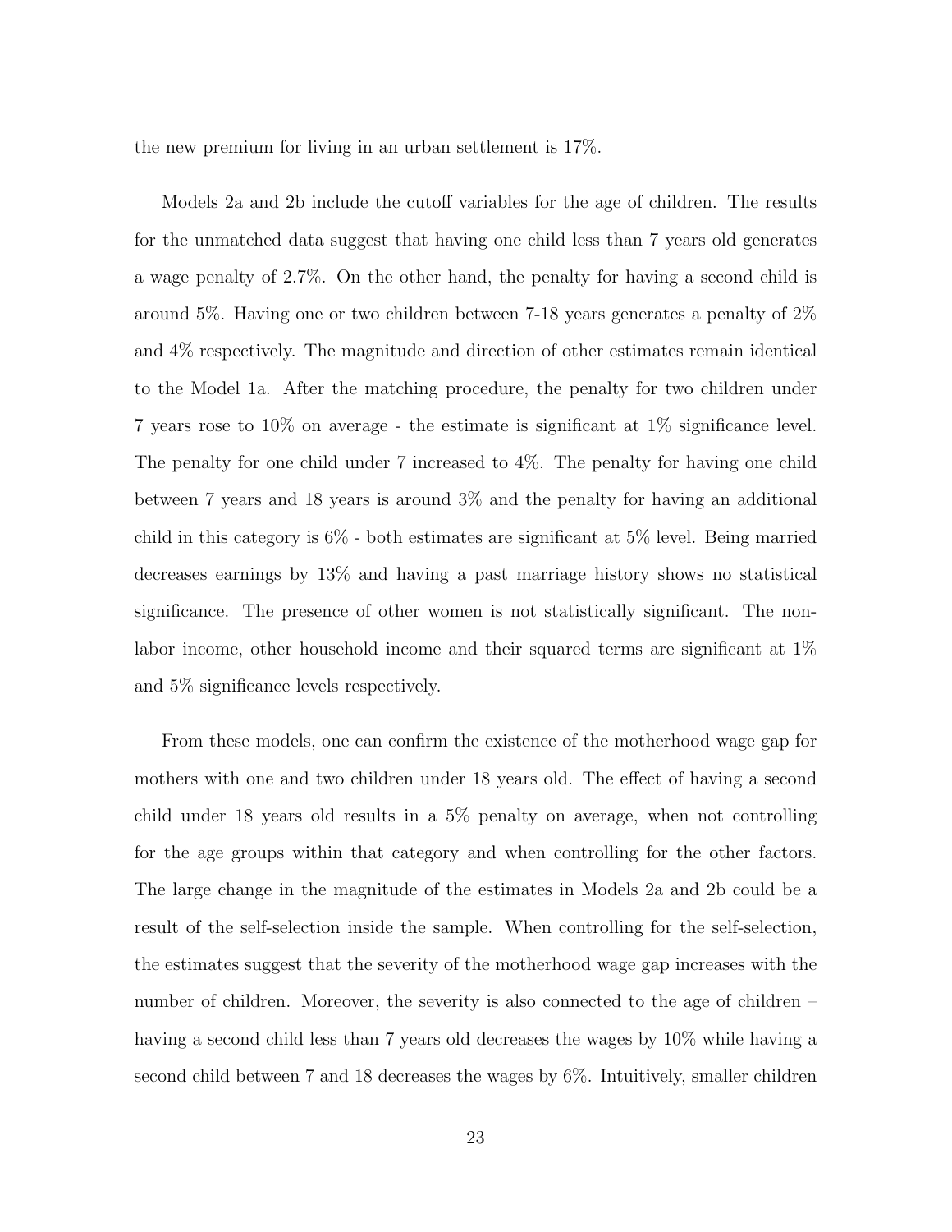the new premium for living in an urban settlement is 17%.

Models 2a and 2b include the cutoff variables for the age of children. The results for the unmatched data suggest that having one child less than 7 years old generates a wage penalty of 2.7%. On the other hand, the penalty for having a second child is around 5%. Having one or two children between 7-18 years generates a penalty of 2% and 4% respectively. The magnitude and direction of other estimates remain identical to the Model 1a. After the matching procedure, the penalty for two children under 7 years rose to 10% on average - the estimate is significant at 1% significance level. The penalty for one child under 7 increased to 4%. The penalty for having one child between 7 years and 18 years is around 3% and the penalty for having an additional child in this category is 6% - both estimates are significant at 5% level. Being married decreases earnings by 13% and having a past marriage history shows no statistical significance. The presence of other women is not statistically significant. The non-labor income, other household income and their squared terms are significant at 1% and 5% significance levels respectively.

From these models, one can confirm the existence of the motherhood wage gap for mothers with one and two children under 18 years old. The effect of having a second child under 18 years old results in a 5% penalty on average, when not controlling for the age groups within that category and when controlling for the other factors. The large change in the magnitude of the estimates in Models 2a and 2b could be a result of the self-selection inside the sample. When controlling for the self-selection, the estimates suggest that the severity of the motherhood wage gap increases with the number of children. Moreover, the severity is also connected to the age of children – having a second child less than 7 years old decreases the wages by 10% while having a second child between 7 and 18 decreases the wages by 6%. Intuitively, smaller children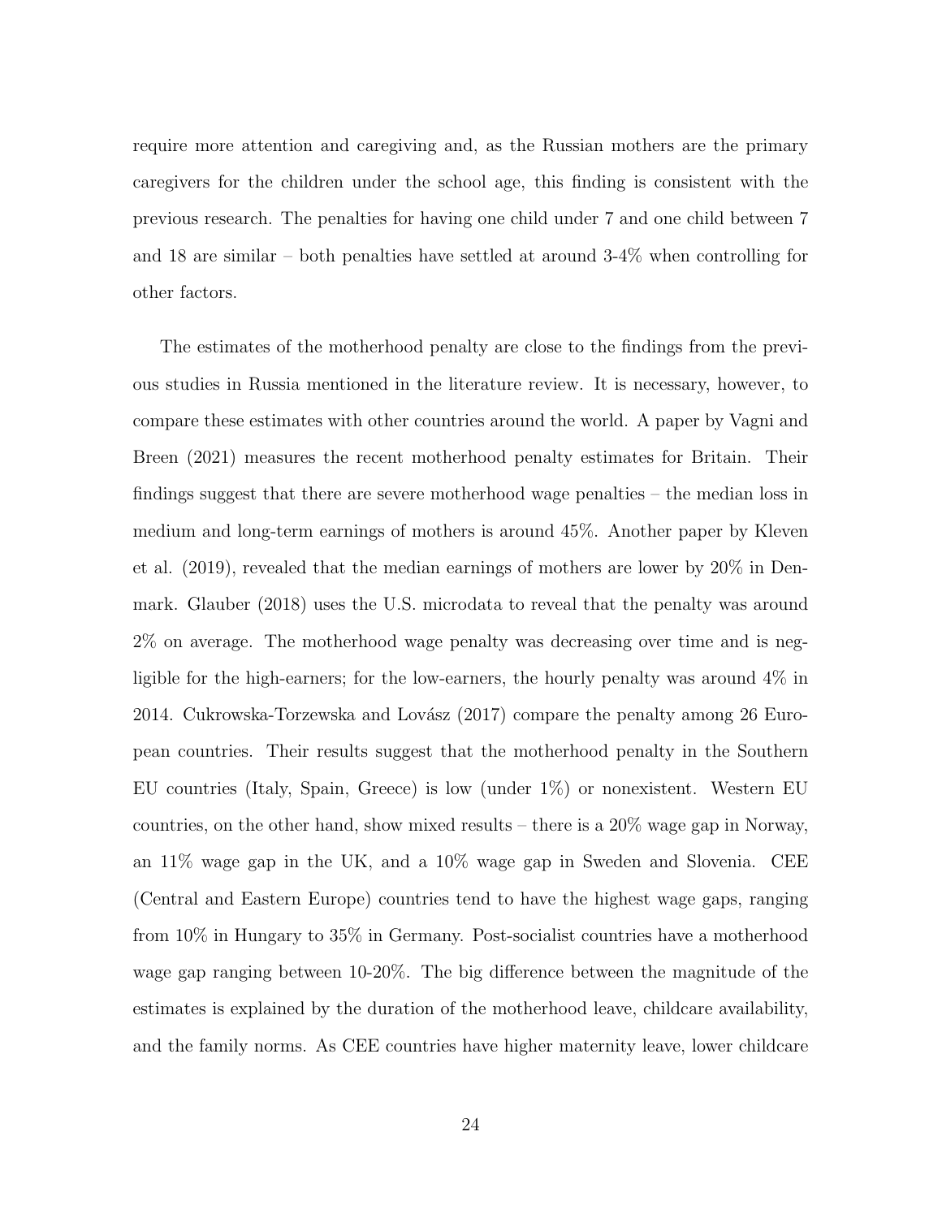require more attention and caregiving and, as the Russian mothers are the primary caregivers for the children under the school age, this finding is consistent with the previous research. The penalties for having one child under 7 and one child between 7 and 18 are similar – both penalties have settled at around 3-4% when controlling for other factors.

The estimates of the motherhood penalty are close to the findings from the previous studies in Russia mentioned in the literature review. It is necessary, however, to compare these estimates with other countries around the world. A paper by Vagni and Breen (2021) measures the recent motherhood penalty estimates for Britain. Their findings suggest that there are severe motherhood wage penalties – the median loss in medium and long-term earnings of mothers is around 45%. Another paper by Kleven et al. (2019), revealed that the median earnings of mothers are lower by 20% in Denmark. Glauber (2018) uses the U.S. microdata to reveal that the penalty was around 2% on average. The motherhood wage penalty was decreasing over time and is negligible for the high-earners; for the low-earners, the hourly penalty was around 4% in 2014. Cukrowska-Torzewska and Lovász (2017) compare the penalty among 26 European countries. Their results suggest that the motherhood penalty in the Southern EU countries (Italy, Spain, Greece) is low (under 1%) or nonexistent. Western EU countries, on the other hand, show mixed results – there is a 20% wage gap in Norway, an 11% wage gap in the UK, and a 10% wage gap in Sweden and Slovenia. CEE (Central and Eastern Europe) countries tend to have the highest wage gaps, ranging from 10% in Hungary to 35% in Germany. Post-socialist countries have a motherhood wage gap ranging between 10-20%. The big difference between the magnitude of the estimates is explained by the duration of the motherhood leave, childcare availability, and the family norms. As CEE countries have higher maternity leave, lower childcare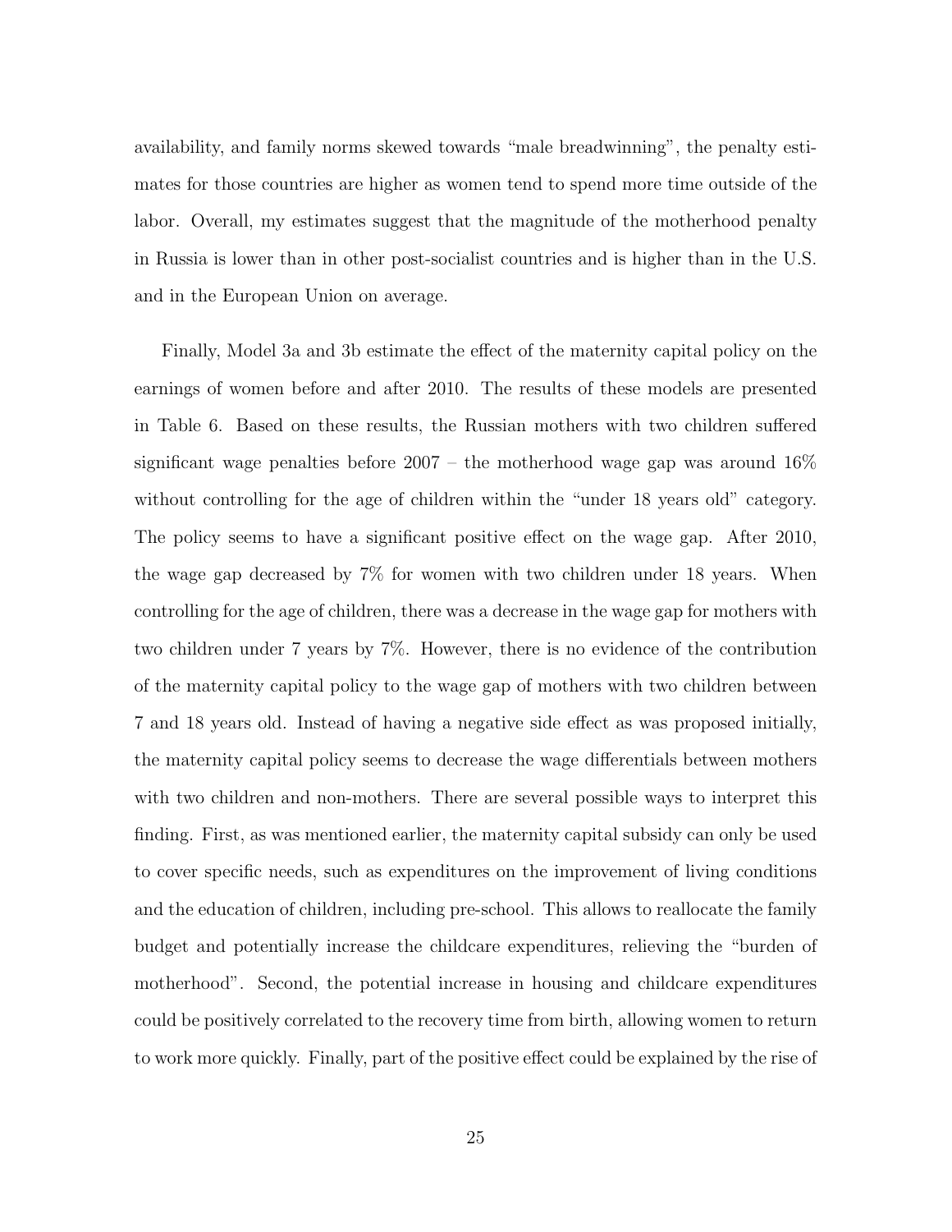availability, and family norms skewed towards "male breadwinning", the penalty estimates for those countries are higher as women tend to spend more time outside of the labor. Overall, my estimates suggest that the magnitude of the motherhood penalty in Russia is lower than in other post-socialist countries and is higher than in the U.S. and in the European Union on average.

Finally, Model 3a and 3b estimate the effect of the maternity capital policy on the earnings of women before and after 2010. The results of these models are presented in Table 6. Based on these results, the Russian mothers with two children suffered significant wage penalties before 2007 – the motherhood wage gap was around 16% without controlling for the age of children within the "under 18 years old" category. The policy seems to have a significant positive effect on the wage gap. After 2010, the wage gap decreased by 7% for women with two children under 18 years. When controlling for the age of children, there was a decrease in the wage gap for mothers with two children under 7 years by 7%. However, there is no evidence of the contribution of the maternity capital policy to the wage gap of mothers with two children between 7 and 18 years old. Instead of having a negative side effect as was proposed initially, the maternity capital policy seems to decrease the wage differentials between mothers with two children and non-mothers. There are several possible ways to interpret this finding. First, as was mentioned earlier, the maternity capital subsidy can only be used to cover specific needs, such as expenditures on the improvement of living conditions and the education of children, including pre-school. This allows to reallocate the family budget and potentially increase the childcare expenditures, relieving the "burden of motherhood". Second, the potential increase in housing and childcare expenditures could be positively correlated to the recovery time from birth, allowing women to return to work more quickly. Finally, part of the positive effect could be explained by the rise of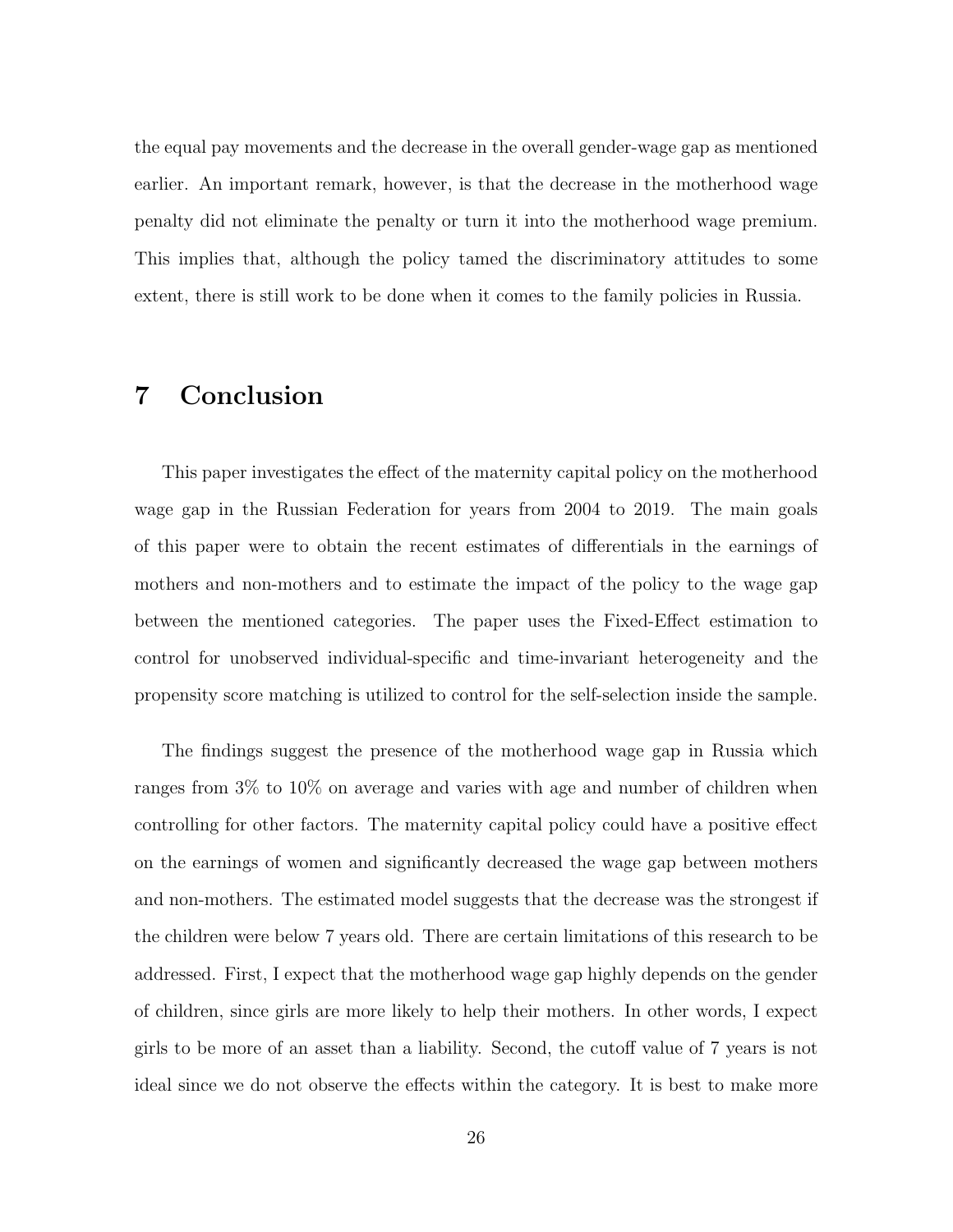the equal pay movements and the decrease in the overall gender-wage gap as mentioned earlier. An important remark, however, is that the decrease in the motherhood wage penalty did not eliminate the penalty or turn it into the motherhood wage premium. This implies that, although the policy tamed the discriminatory attitudes to some extent, there is still work to be done when it comes to the family policies in Russia.

# 7 Conclusion

This paper investigates the effect of the maternity capital policy on the motherhood wage gap in the Russian Federation for years from 2004 to 2019. The main goals of this paper were to obtain the recent estimates of differentials in the earnings of mothers and non-mothers and to estimate the impact of the policy to the wage gap between the mentioned categories. The paper uses the Fixed-Effect estimation to control for unobserved individual-specific and time-invariant heterogeneity and the propensity score matching is utilized to control for the self-selection inside the sample.

The findings suggest the presence of the motherhood wage gap in Russia which ranges from 3% to 10% on average and varies with age and number of children when controlling for other factors. The maternity capital policy could have a positive effect on the earnings of women and significantly decreased the wage gap between mothers and non-mothers. The estimated model suggests that the decrease was the strongest if the children were below 7 years old. There are certain limitations of this research to be addressed. First, I expect that the motherhood wage gap highly depends on the gender of children, since girls are more likely to help their mothers. In other words, I expect girls to be more of an asset than a liability. Second, the cutoff value of 7 years is not ideal since we do not observe the effects within the category. It is best to make more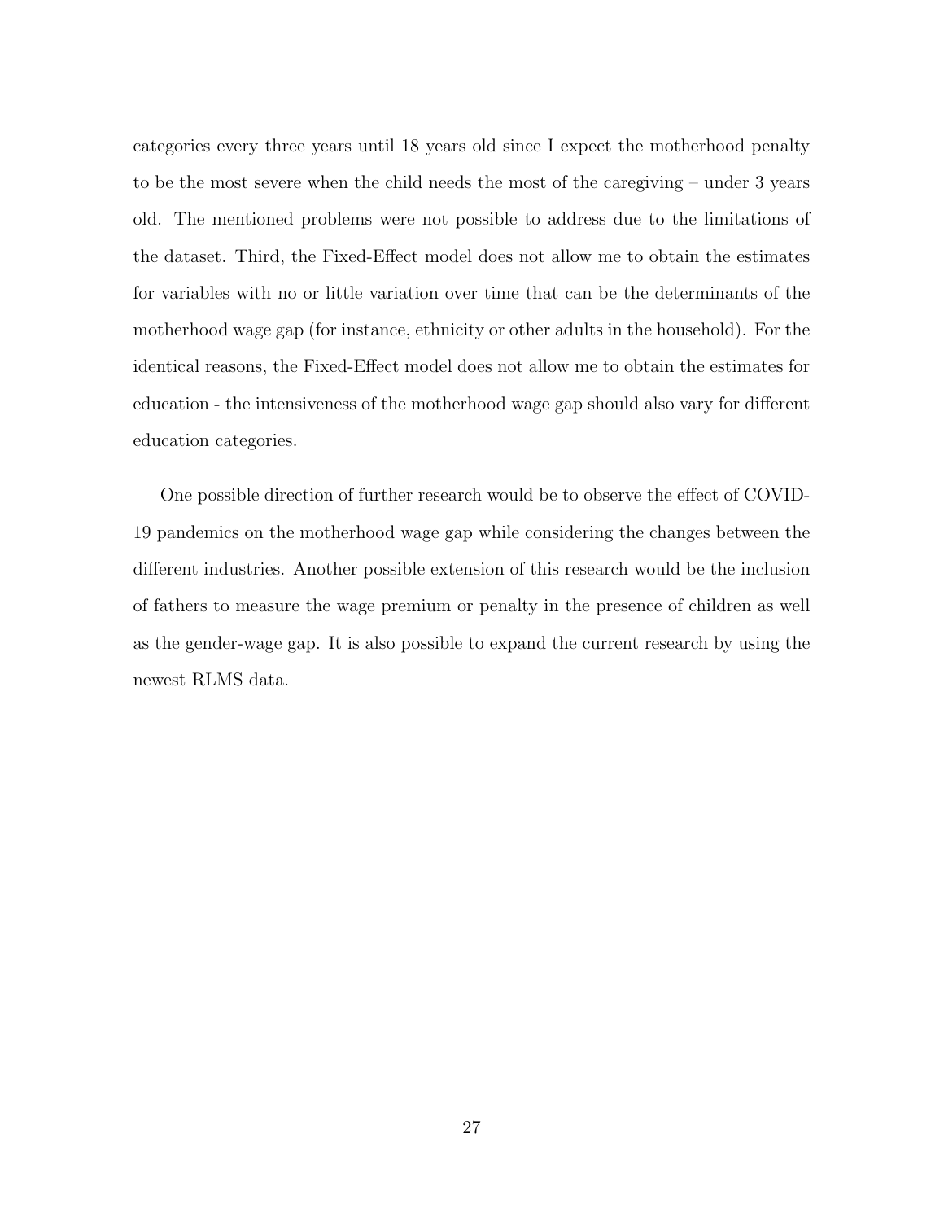categories every three years until 18 years old since I expect the motherhood penalty to be the most severe when the child needs the most of the caregiving – under 3 years old. The mentioned problems were not possible to address due to the limitations of the dataset. Third, the Fixed-Effect model does not allow me to obtain the estimates for variables with no or little variation over time that can be the determinants of the motherhood wage gap (for instance, ethnicity or other adults in the household). For the identical reasons, the Fixed-Effect model does not allow me to obtain the estimates for education - the intensiveness of the motherhood wage gap should also vary for different education categories.

One possible direction of further research would be to observe the effect of COVID-19 pandemics on the motherhood wage gap while considering the changes between the different industries. Another possible extension of this research would be the inclusion of fathers to measure the wage premium or penalty in the presence of children as well as the gender-wage gap. It is also possible to expand the current research by using the newest RLMS data.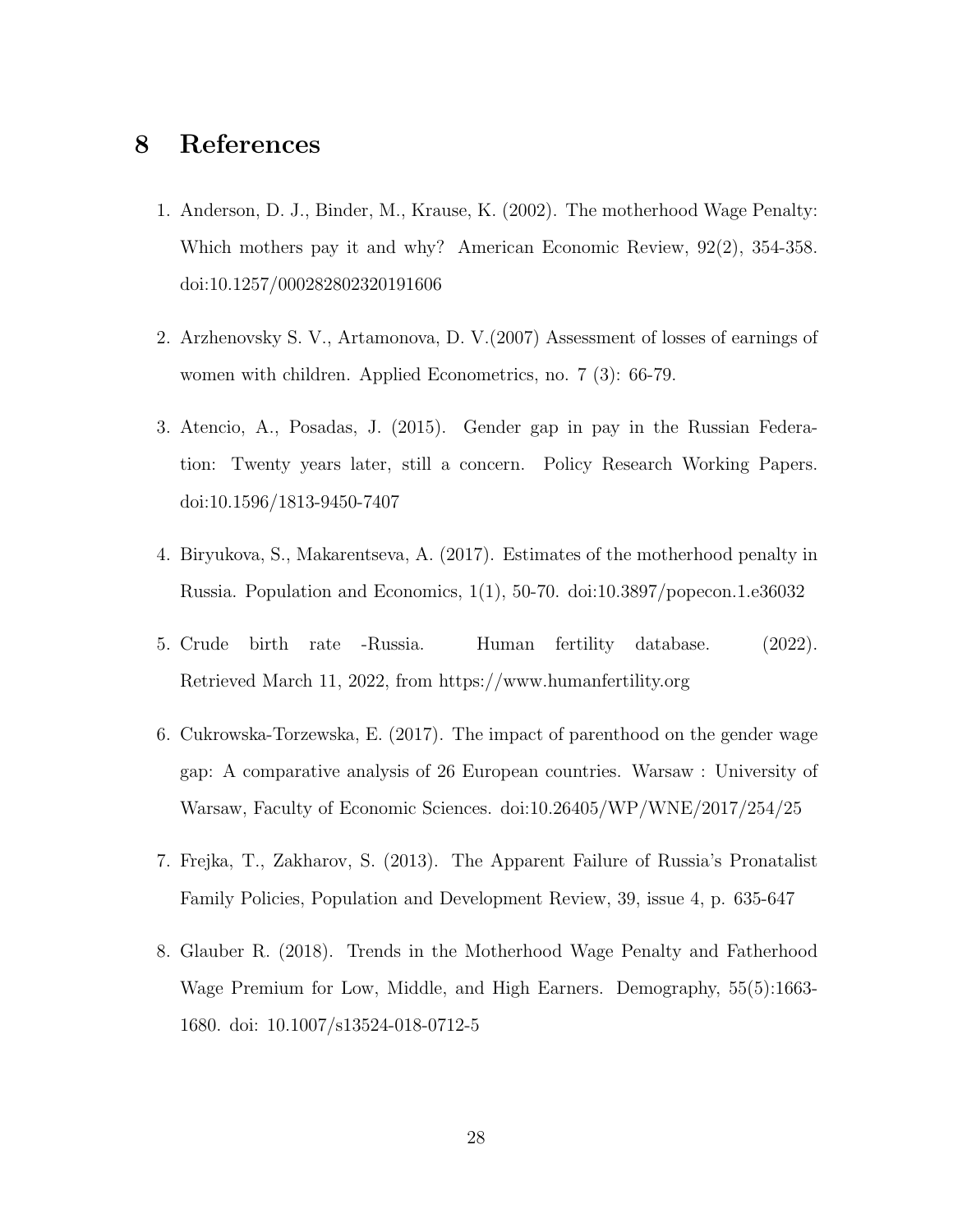# 8 References

1. Anderson, D. J., Binder, M., Krause, K. (2002). The motherhood Wage Penalty: Which mothers pay it and why? American Economic Review, 92(2), 354-358. doi:10.1257/000282802320191606

2. Arzhenovsky S. V., Artamonova, D. V.(2007) Assessment of losses of earnings of women with children. Applied Econometrics, no. 7 (3): 66-79.

3. Atencio, A., Posadas, J. (2015). Gender gap in pay in the Russian Federation: Twenty years later, still a concern. Policy Research Working Papers. doi:10.1596/1813-9450-7407

4. Biryukova, S., Makarentseva, A. (2017). Estimates of the motherhood penalty in Russia. Population and Economics, 1(1), 50-70. doi:10.3897/popecon.1.e36032

5. Crude birth rate -Russia. Human fertility database. (2022). Retrieved March 11, 2022, from https://www.humanfertility.org

6. Cukrowska-Torzewska, E. (2017). The impact of parenthood on the gender wage gap: A comparative analysis of 26 European countries. Warsaw : University of Warsaw, Faculty of Economic Sciences. doi:10.26405/WP/WNE/2017/254/25

7. Frejka, T., Zakharov, S. (2013). The Apparent Failure of Russia's Pronatalist Family Policies, Population and Development Review, 39, issue 4, p. 635-647

8. Glauber R. (2018). Trends in the Motherhood Wage Penalty and Fatherhood Wage Premium for Low, Middle, and High Earners. Demography, 55(5):1663-1680. doi: 10.1007/s13524-018-0712-5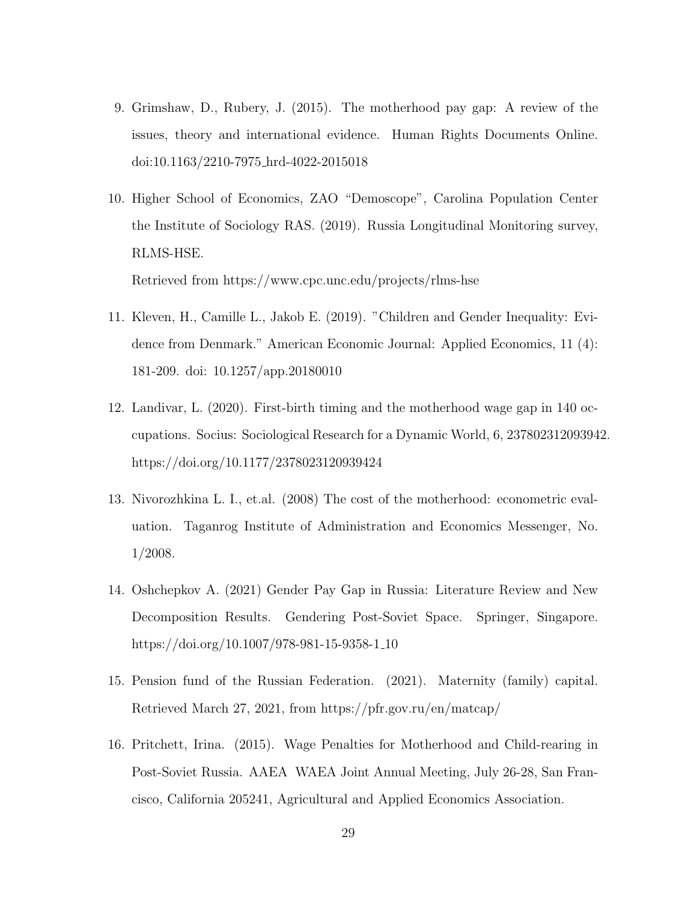9. Grimshaw, D., Rubery, J. (2015). The motherhood pay gap: A review of the issues, theory and international evidence. Human Rights Documents Online. doi:10.1163/2210-7975_hrd-4022-2015018

10. Higher School of Economics, ZAO "Demoscope", Carolina Population Center the Institute of Sociology RAS. (2019). Russia Longitudinal Monitoring survey, RLMS-HSE.

    Retrieved from https://www.cpc.unc.edu/projects/rlms-hse

11. Kleven, H., Camille L., Jakob E. (2019). "Children and Gender Inequality: Evidence from Denmark." American Economic Journal: Applied Economics, 11 (4): 181-209. doi: 10.1257/app.20180010

12. Landivar, L. (2020). First-birth timing and the motherhood wage gap in 140 occupations. Socius: Sociological Research for a Dynamic World, 6, 237802312093942. https://doi.org/10.1177/2378023120939424

13. Nivorozhkina L. I., et.al. (2008) The cost of the motherhood: econometric evaluation. Taganrog Institute of Administration and Economics Messenger, No. 1/2008.

14. Oshchepkov A. (2021) Gender Pay Gap in Russia: Literature Review and New Decomposition Results. Gendering Post-Soviet Space. Springer, Singapore. https://doi.org/10.1007/978-981-15-9358-1_10

15. Pension fund of the Russian Federation. (2021). Maternity (family) capital. Retrieved March 27, 2021, from https://pfr.gov.ru/en/matcap/

16. Pritchett, Irina. (2015). Wage Penalties for Motherhood and Child-rearing in Post-Soviet Russia. AAEA WAEA Joint Annual Meeting, July 26-28, San Francisco, California 205241, Agricultural and Applied Economics Association.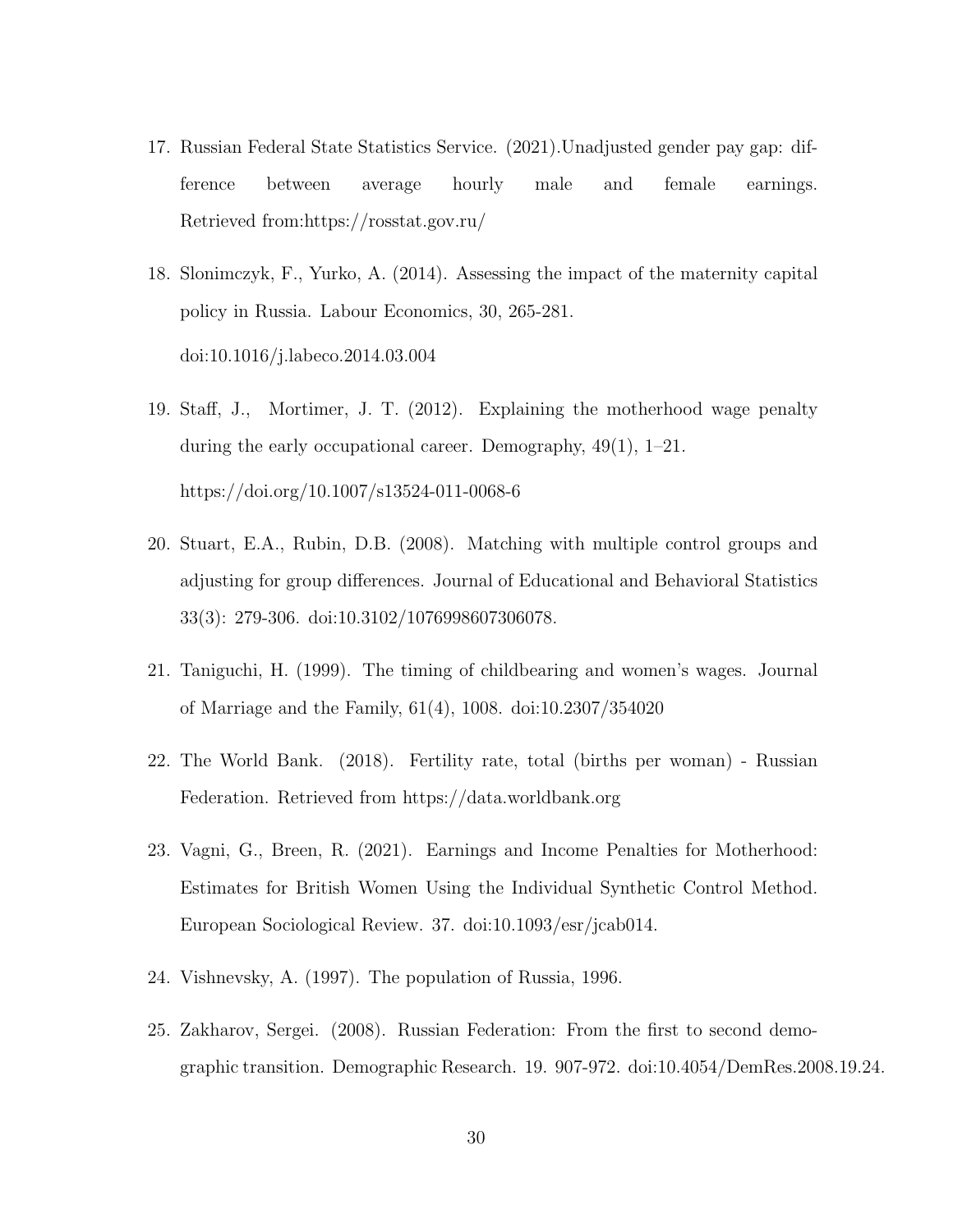17. Russian Federal State Statistics Service. (2021).Unadjusted gender pay gap: difference between average hourly male and female earnings. Retrieved from:https://rosstat.gov.ru/

18. Slonimczyk, F., Yurko, A. (2014). Assessing the impact of the maternity capital policy in Russia. Labour Economics, 30, 265-281. doi:10.1016/j.labeco.2014.03.004

19. Staff, J., Mortimer, J. T. (2012). Explaining the motherhood wage penalty during the early occupational career. Demography, 49(1), 1–21. https://doi.org/10.1007/s13524-011-0068-6

20. Stuart, E.A., Rubin, D.B. (2008). Matching with multiple control groups and adjusting for group differences. Journal of Educational and Behavioral Statistics 33(3): 279-306. doi:10.3102/1076998607306078.

21. Taniguchi, H. (1999). The timing of childbearing and women's wages. Journal of Marriage and the Family, 61(4), 1008. doi:10.2307/354020

22. The World Bank. (2018). Fertility rate, total (births per woman) - Russian Federation. Retrieved from https://data.worldbank.org

23. Vagni, G., Breen, R. (2021). Earnings and Income Penalties for Motherhood: Estimates for British Women Using the Individual Synthetic Control Method. European Sociological Review. 37. doi:10.1093/esr/jcab014.

24. Vishnevsky, A. (1997). The population of Russia, 1996.

25. Zakharov, Sergei. (2008). Russian Federation: From the first to second demographic transition. Demographic Research. 19. 907-972. doi:10.4054/DemRes.2008.19.24.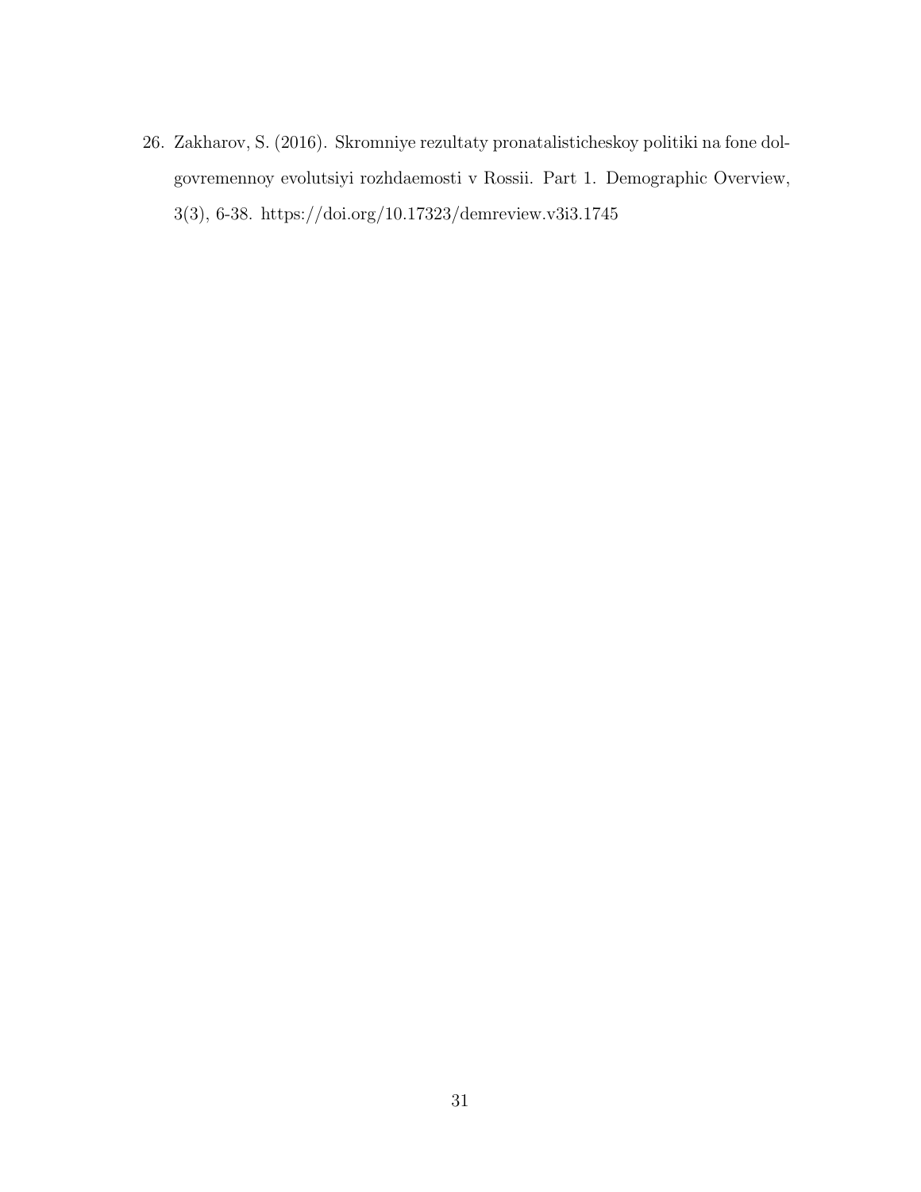26. Zakharov, S. (2016). Skromniye rezultaty pronatalisticheskoy politiki na fone dolgovremennoy evolutsiyi rozhdaemosti v Rossii. Part 1. Demographic Overview, 3(3), 6-38. https://doi.org/10.17323/demreview.v3i3.1745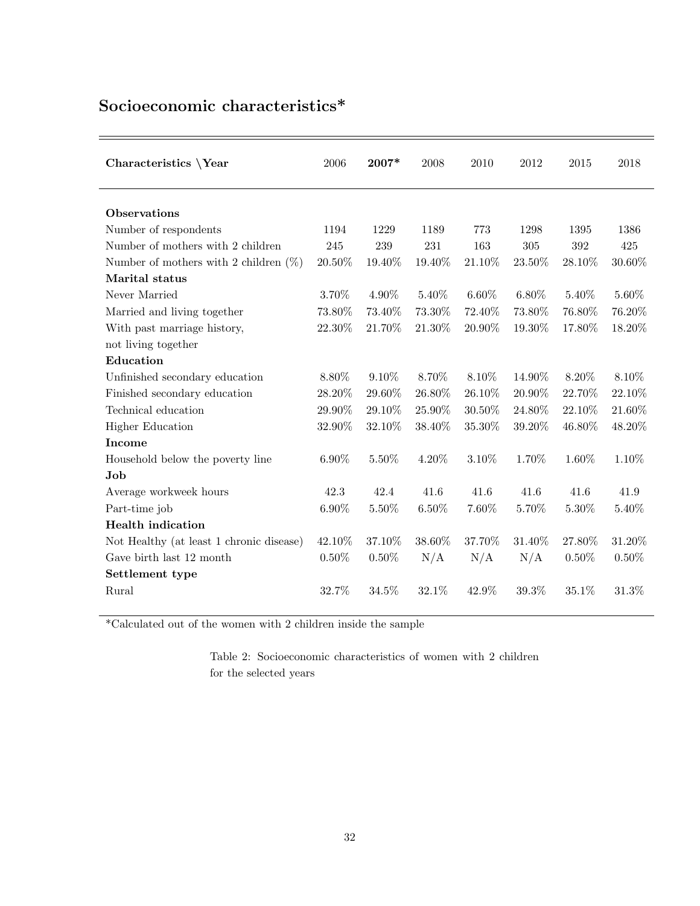## Socioeconomic characteristics*

| Characteristics \Year | 2006 | **2007*** | 2008 | 2010 | 2012 | 2015 | 2018 |
|---|---|---|---|---|---|---|---|
| **Observations** | | | | | | | |
| Number of respondents | 1194 | 1229 | 1189 | 773 | 1298 | 1395 | 1386 |
| Number of mothers with 2 children | 245 | 239 | 231 | 163 | 305 | 392 | 425 |
| Number of mothers with 2 children (%) | 20.50% | 19.40% | 19.40% | 21.10% | 23.50% | 28.10% | 30.60% |
| **Marital status** | | | | | | | |
| Never Married | 3.70% | 4.90% | 5.40% | 6.60% | 6.80% | 5.40% | 5.60% |
| Married and living together | 73.80% | 73.40% | 73.30% | 72.40% | 73.80% | 76.80% | 76.20% |
| With past marriage history, not living together | 22.30% | 21.70% | 21.30% | 20.90% | 19.30% | 17.80% | 18.20% |
| **Education** | | | | | | | |
| Unfinished secondary education | 8.80% | 9.10% | 8.70% | 8.10% | 14.90% | 8.20% | 8.10% |
| Finished secondary education | 28.20% | 29.60% | 26.80% | 26.10% | 20.90% | 22.70% | 22.10% |
| Technical education | 29.90% | 29.10% | 25.90% | 30.50% | 24.80% | 22.10% | 21.60% |
| Higher Education | 32.90% | 32.10% | 38.40% | 35.30% | 39.20% | 46.80% | 48.20% |
| **Income** | | | | | | | |
| Household below the poverty line | 6.90% | 5.50% | 4.20% | 3.10% | 1.70% | 1.60% | 1.10% |
| **Job** | | | | | | | |
| Average workweek hours | 42.3 | 42.4 | 41.6 | 41.6 | 41.6 | 41.6 | 41.9 |
| Part-time job | 6.90% | 5.50% | 6.50% | 7.60% | 5.70% | 5.30% | 5.40% |
| **Health indication** | | | | | | | |
| Not Healthy (at least 1 chronic disease) | 42.10% | 37.10% | 38.60% | 37.70% | 31.40% | 27.80% | 31.20% |
| Gave birth last 12 month | 0.50% | 0.50% | N/A | N/A | N/A | 0.50% | 0.50% |
| **Settlement type** | | | | | | | |
| Rural | 32.7% | 34.5% | 32.1% | 42.9% | 39.3% | 35.1% | 31.3% |

*Calculated out of the women with 2 children inside the sample

Table 2: Socioeconomic characteristics of women with 2 children for the selected years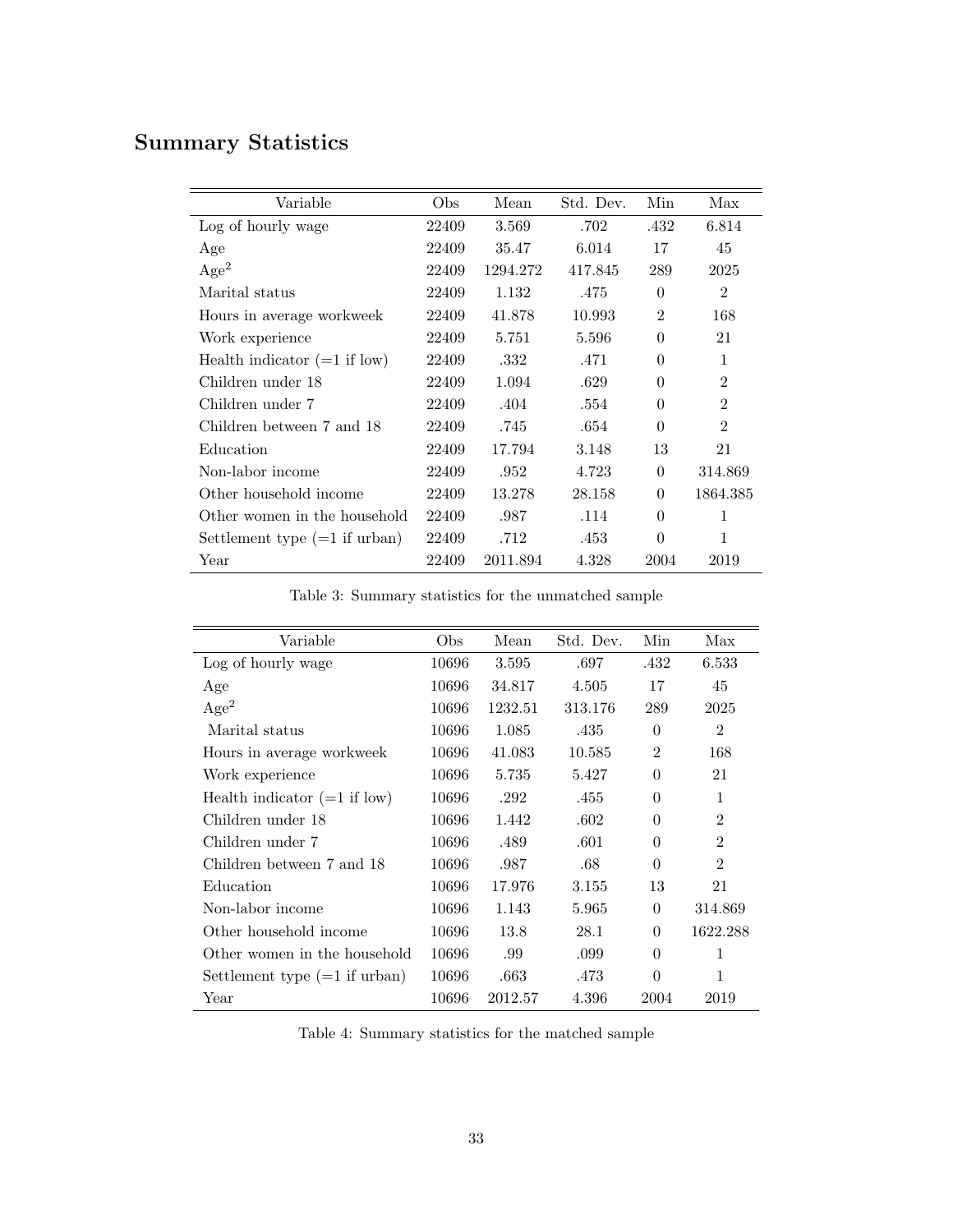## Summary Statistics

| Variable | Obs | Mean | Std. Dev. | Min | Max |
|---|---|---|---|---|---|
| Log of hourly wage | 22409 | 3.569 | .702 | .432 | 6.814 |
| Age | 22409 | 35.47 | 6.014 | 17 | 45 |
| Age$^2$ | 22409 | 1294.272 | 417.845 | 289 | 2025 |
| Marital status | 22409 | 1.132 | .475 | 0 | 2 |
| Hours in average workweek | 22409 | 41.878 | 10.993 | 2 | 168 |
| Work experience | 22409 | 5.751 | 5.596 | 0 | 21 |
| Health indicator (=1 if low) | 22409 | .332 | .471 | 0 | 1 |
| Children under 18 | 22409 | 1.094 | .629 | 0 | 2 |
| Children under 7 | 22409 | .404 | .554 | 0 | 2 |
| Children between 7 and 18 | 22409 | .745 | .654 | 0 | 2 |
| Education | 22409 | 17.794 | 3.148 | 13 | 21 |
| Non-labor income | 22409 | .952 | 4.723 | 0 | 314.869 |
| Other household income | 22409 | 13.278 | 28.158 | 0 | 1864.385 |
| Other women in the household | 22409 | .987 | .114 | 0 | 1 |
| Settlement type (=1 if urban) | 22409 | .712 | .453 | 0 | 1 |
| Year | 22409 | 2011.894 | 4.328 | 2004 | 2019 |

Table 3: Summary statistics for the unmatched sample

| Variable | Obs | Mean | Std. Dev. | Min | Max |
|---|---|---|---|---|---|
| Log of hourly wage | 10696 | 3.595 | .697 | .432 | 6.533 |
| Age | 10696 | 34.817 | 4.505 | 17 | 45 |
| Age$^2$ | 10696 | 1232.51 | 313.176 | 289 | 2025 |
| Marital status | 10696 | 1.085 | .435 | 0 | 2 |
| Hours in average workweek | 10696 | 41.083 | 10.585 | 2 | 168 |
| Work experience | 10696 | 5.735 | 5.427 | 0 | 21 |
| Health indicator (=1 if low) | 10696 | .292 | .455 | 0 | 1 |
| Children under 18 | 10696 | 1.442 | .602 | 0 | 2 |
| Children under 7 | 10696 | .489 | .601 | 0 | 2 |
| Children between 7 and 18 | 10696 | .987 | .68 | 0 | 2 |
| Education | 10696 | 17.976 | 3.155 | 13 | 21 |
| Non-labor income | 10696 | 1.143 | 5.965 | 0 | 314.869 |
| Other household income | 10696 | 13.8 | 28.1 | 0 | 1622.288 |
| Other women in the household | 10696 | .99 | .099 | 0 | 1 |
| Settlement type (=1 if urban) | 10696 | .663 | .473 | 0 | 1 |
| Year | 10696 | 2012.57 | 4.396 | 2004 | 2019 |

Table 4: Summary statistics for the matched sample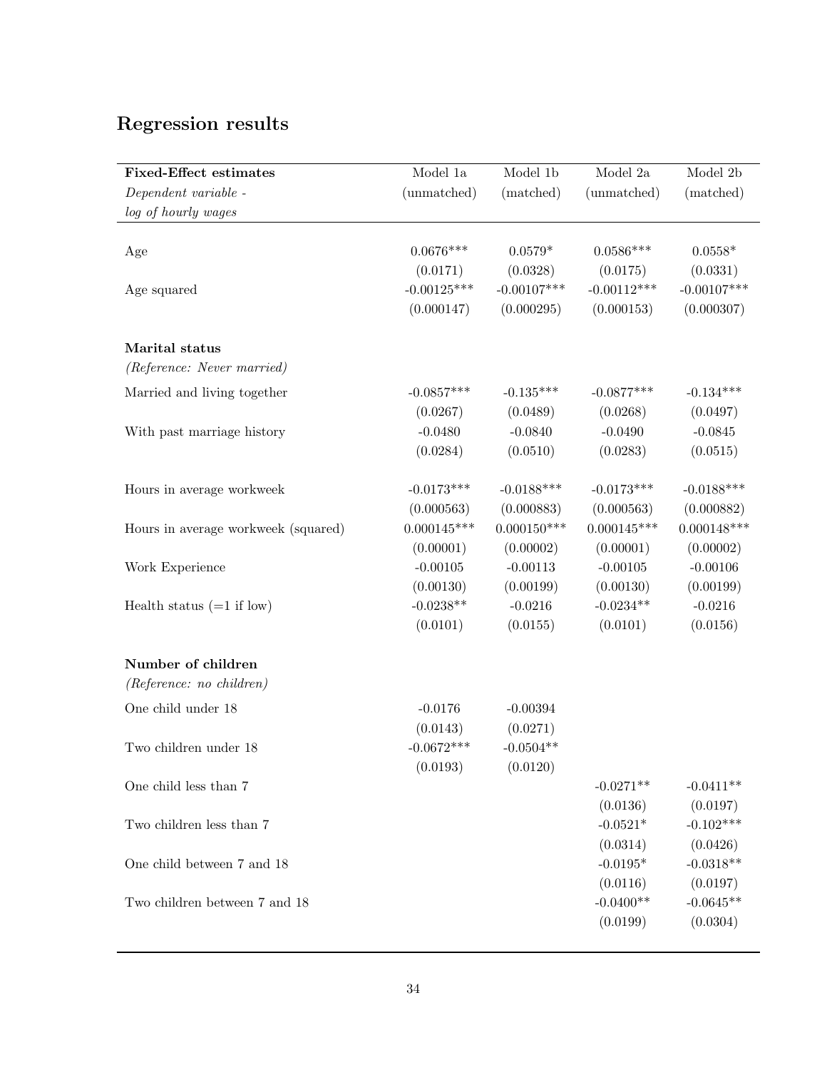## Regression results

| **Fixed-Effect estimates** | Model 1a | Model 1b | Model 2a | Model 2b |
|---|---|---|---|---|
| *Dependent variable - log of hourly wages* | (unmatched) | (matched) | (unmatched) | (matched) |
| Age | 0.0676*** | 0.0579* | 0.0586*** | 0.0558* |
| | (0.0171) | (0.0328) | (0.0175) | (0.0331) |
| Age squared | -0.00125*** | -0.00107*** | -0.00112*** | -0.00107*** |
| | (0.000147) | (0.000295) | (0.000153) | (0.000307) |
| **Marital status** | | | | |
| *(Reference: Never married)* | | | | |
| Married and living together | -0.0857*** | -0.135*** | -0.0877*** | -0.134*** |
| | (0.0267) | (0.0489) | (0.0268) | (0.0497) |
| With past marriage history | -0.0480 | -0.0840 | -0.0490 | -0.0845 |
| | (0.0284) | (0.0510) | (0.0283) | (0.0515) |
| Hours in average workweek | -0.0173*** | -0.0188*** | -0.0173*** | -0.0188*** |
| | (0.000563) | (0.000883) | (0.000563) | (0.000882) |
| Hours in average workweek (squared) | 0.000145*** | 0.000150*** | 0.000145*** | 0.000148*** |
| | (0.00001) | (0.00002) | (0.00001) | (0.00002) |
| Work Experience | -0.00105 | -0.00113 | -0.00105 | -0.00106 |
| | (0.00130) | (0.00199) | (0.00130) | (0.00199) |
| Health status (=1 if low) | -0.0238** | -0.0216 | -0.0234** | -0.0216 |
| | (0.0101) | (0.0155) | (0.0101) | (0.0156) |
| **Number of children** | | | | |
| *(Reference: no children)* | | | | |
| One child under 18 | -0.0176 | -0.00394 | | |
| | (0.0143) | (0.0271) | | |
| Two children under 18 | -0.0672*** | -0.0504** | | |
| | (0.0193) | (0.0120) | | |
| One child less than 7 | | | -0.0271** | -0.0411** |
| | | | (0.0136) | (0.0197) |
| Two children less than 7 | | | -0.0521* | -0.102*** |
| | | | (0.0314) | (0.0426) |
| One child between 7 and 18 | | | -0.0195* | -0.0318** |
| | | | (0.0116) | (0.0197) |
| Two children between 7 and 18 | | | -0.0400** | -0.0645** |
| | | | (0.0199) | (0.0304) |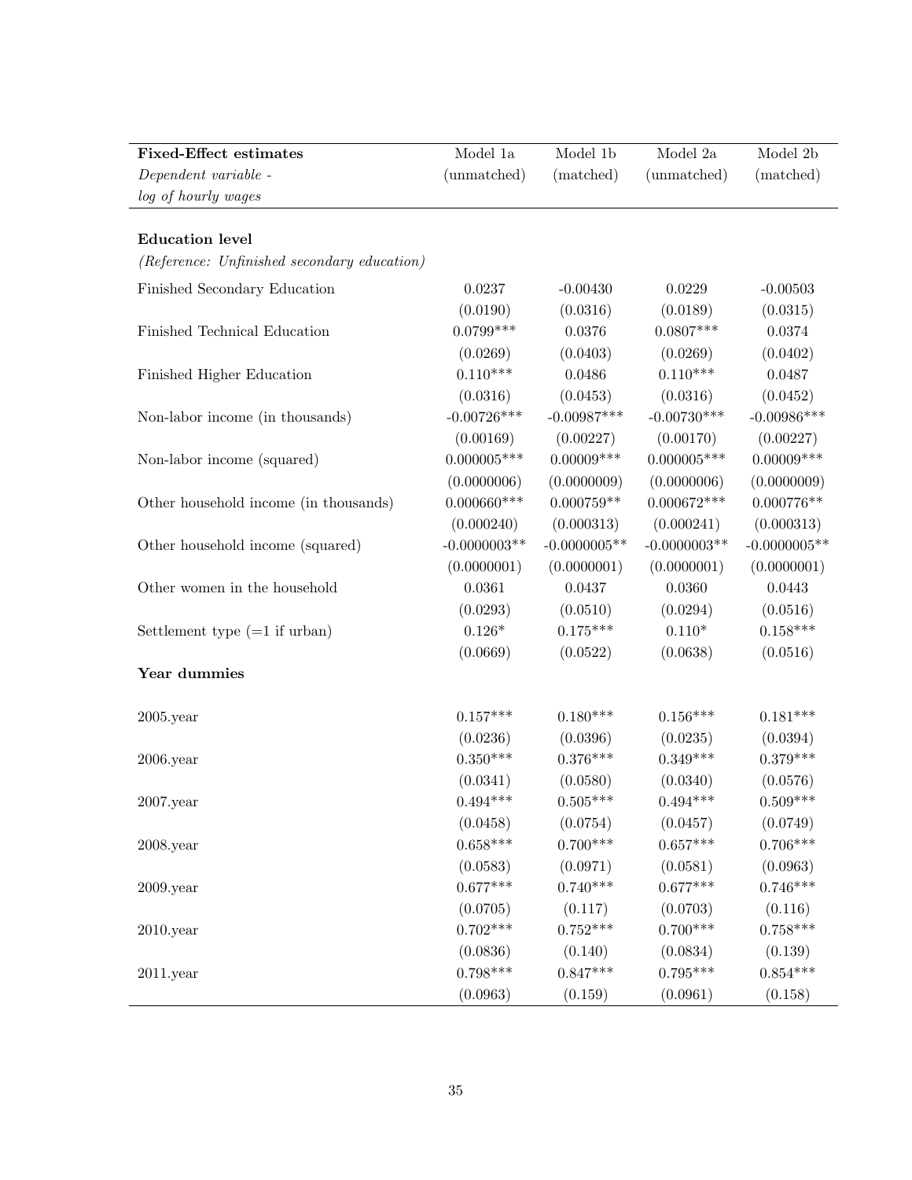| **Fixed-Effect estimates** *Dependent variable - log of hourly wages* | Model 1a (unmatched) | Model 1b (matched) | Model 2a (unmatched) | Model 2b (matched) |
|---|---|---|---|---|
| **Education level** | | | | |
| *(Reference: Unfinished secondary education)* | | | | |
| Finished Secondary Education | 0.0237 | -0.00430 | 0.0229 | -0.00503 |
| | (0.0190) | (0.0316) | (0.0189) | (0.0315) |
| Finished Technical Education | 0.0799*** | 0.0376 | 0.0807*** | 0.0374 |
| | (0.0269) | (0.0403) | (0.0269) | (0.0402) |
| Finished Higher Education | 0.110*** | 0.0486 | 0.110*** | 0.0487 |
| | (0.0316) | (0.0453) | (0.0316) | (0.0452) |
| Non-labor income (in thousands) | -0.00726*** | -0.00987*** | -0.00730*** | -0.00986*** |
| | (0.00169) | (0.00227) | (0.00170) | (0.00227) |
| Non-labor income (squared) | 0.000005*** | 0.00009*** | 0.000005*** | 0.00009*** |
| | (0.0000006) | (0.0000009) | (0.0000006) | (0.0000009) |
| Other household income (in thousands) | 0.000660*** | 0.000759** | 0.000672*** | 0.000776** |
| | (0.000240) | (0.000313) | (0.000241) | (0.000313) |
| Other household income (squared) | -0.0000003** | -0.0000005** | -0.0000003** | -0.0000005** |
| | (0.0000001) | (0.0000001) | (0.0000001) | (0.0000001) |
| Other women in the household | 0.0361 | 0.0437 | 0.0360 | 0.0443 |
| | (0.0293) | (0.0510) | (0.0294) | (0.0516) |
| Settlement type (=1 if urban) | 0.126* | 0.175*** | 0.110* | 0.158*** |
| | (0.0669) | (0.0522) | (0.0638) | (0.0516) |
| **Year dummies** | | | | |
| 2005.year | 0.157*** | 0.180*** | 0.156*** | 0.181*** |
| | (0.0236) | (0.0396) | (0.0235) | (0.0394) |
| 2006.year | 0.350*** | 0.376*** | 0.349*** | 0.379*** |
| | (0.0341) | (0.0580) | (0.0340) | (0.0576) |
| 2007.year | 0.494*** | 0.505*** | 0.494*** | 0.509*** |
| | (0.0458) | (0.0754) | (0.0457) | (0.0749) |
| 2008.year | 0.658*** | 0.700*** | 0.657*** | 0.706*** |
| | (0.0583) | (0.0971) | (0.0581) | (0.0963) |
| 2009.year | 0.677*** | 0.740*** | 0.677*** | 0.746*** |
| | (0.0705) | (0.117) | (0.0703) | (0.116) |
| 2010.year | 0.702*** | 0.752*** | 0.700*** | 0.758*** |
| | (0.0836) | (0.140) | (0.0834) | (0.139) |
| 2011.year | 0.798*** | 0.847*** | 0.795*** | 0.854*** |
| | (0.0963) | (0.159) | (0.0961) | (0.158) |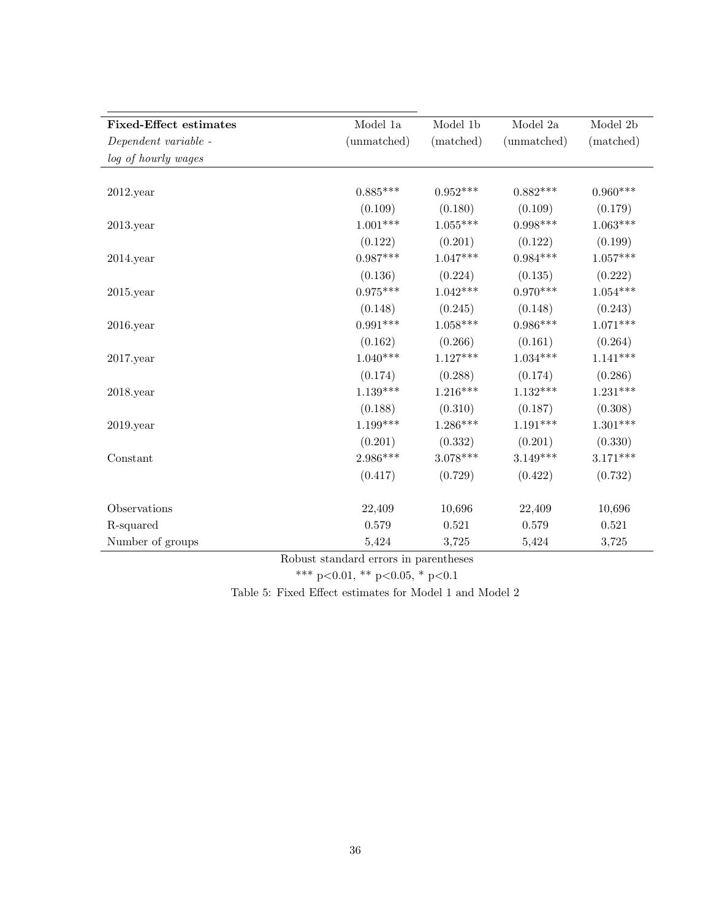| **Fixed-Effect estimates** | Model 1a | Model 1b | Model 2a | Model 2b |
|---|---|---|---|---|
| *Dependent variable -* | (unmatched) | (matched) | (unmatched) | (matched) |
| *log of hourly wages* | | | | |
| 2012.year | 0.885*** | 0.952*** | 0.882*** | 0.960*** |
| | (0.109) | (0.180) | (0.109) | (0.179) |
| 2013.year | 1.001*** | 1.055*** | 0.998*** | 1.063*** |
| | (0.122) | (0.201) | (0.122) | (0.199) |
| 2014.year | 0.987*** | 1.047*** | 0.984*** | 1.057*** |
| | (0.136) | (0.224) | (0.135) | (0.222) |
| 2015.year | 0.975*** | 1.042*** | 0.970*** | 1.054*** |
| | (0.148) | (0.245) | (0.148) | (0.243) |
| 2016.year | 0.991*** | 1.058*** | 0.986*** | 1.071*** |
| | (0.162) | (0.266) | (0.161) | (0.264) |
| 2017.year | 1.040*** | 1.127*** | 1.034*** | 1.141*** |
| | (0.174) | (0.288) | (0.174) | (0.286) |
| 2018.year | 1.139*** | 1.216*** | 1.132*** | 1.231*** |
| | (0.188) | (0.310) | (0.187) | (0.308) |
| 2019.year | 1.199*** | 1.286*** | 1.191*** | 1.301*** |
| | (0.201) | (0.332) | (0.201) | (0.330) |
| Constant | 2.986*** | 3.078*** | 3.149*** | 3.171*** |
| | (0.417) | (0.729) | (0.422) | (0.732) |
| Observations | 22,409 | 10,696 | 22,409 | 10,696 |
| R-squared | 0.579 | 0.521 | 0.579 | 0.521 |
| Number of groups | 5,424 | 3,725 | 5,424 | 3,725 |

Robust standard errors in parentheses

*** $p<0.01$, ** $p<0.05$, * $p<0.1$

Table 5: Fixed Effect estimates for Model 1 and Model 2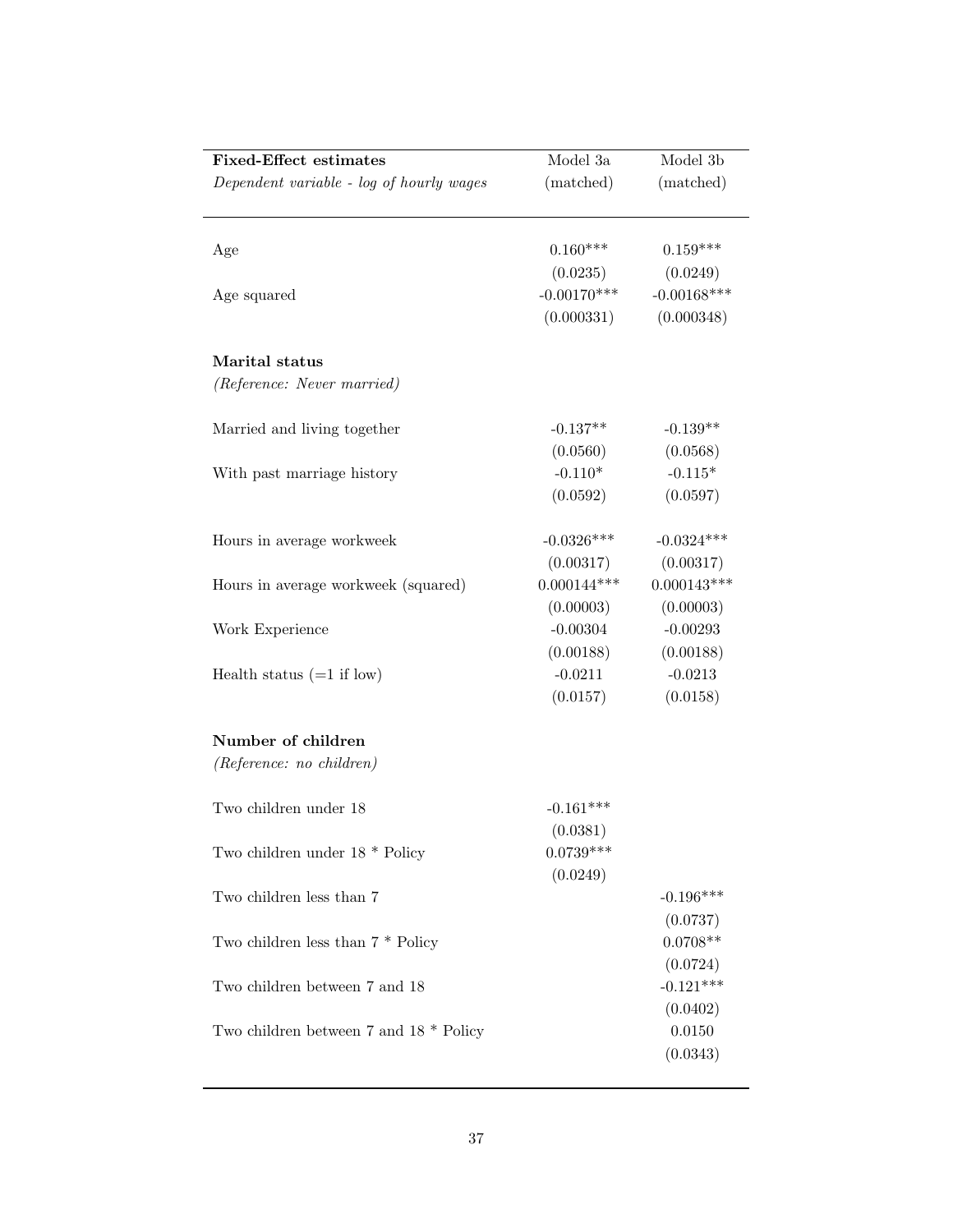| **Fixed-Effect estimates** | Model 3a | Model 3b |
|---|---|---|
| *Dependent variable - log of hourly wages* | (matched) | (matched) |
| | | |
| Age | 0.160*** | 0.159*** |
| | (0.0235) | (0.0249) |
| Age squared | -0.00170*** | -0.00168*** |
| | (0.000331) | (0.000348) |
| | | |
| **Marital status** | | |
| *(Reference: Never married)* | | |
| | | |
| Married and living together | -0.137** | -0.139** |
| | (0.0560) | (0.0568) |
| With past marriage history | -0.110* | -0.115* |
| | (0.0592) | (0.0597) |
| | | |
| Hours in average workweek | -0.0326*** | -0.0324*** |
| | (0.00317) | (0.00317) |
| Hours in average workweek (squared) | 0.000144*** | 0.000143*** |
| | (0.00003) | (0.00003) |
| Work Experience | -0.00304 | -0.00293 |
| | (0.00188) | (0.00188) |
| Health status (=1 if low) | -0.0211 | -0.0213 |
| | (0.0157) | (0.0158) |
| | | |
| **Number of children** | | |
| *(Reference: no children)* | | |
| | | |
| Two children under 18 | -0.161*** | |
| | (0.0381) | |
| Two children under 18 * Policy | 0.0739*** | |
| | (0.0249) | |
| Two children less than 7 | | -0.196*** |
| | | (0.0737) |
| Two children less than 7 * Policy | | 0.0708** |
| | | (0.0724) |
| Two children between 7 and 18 | | -0.121*** |
| | | (0.0402) |
| Two children between 7 and 18 * Policy | | 0.0150 |
| | | (0.0343) |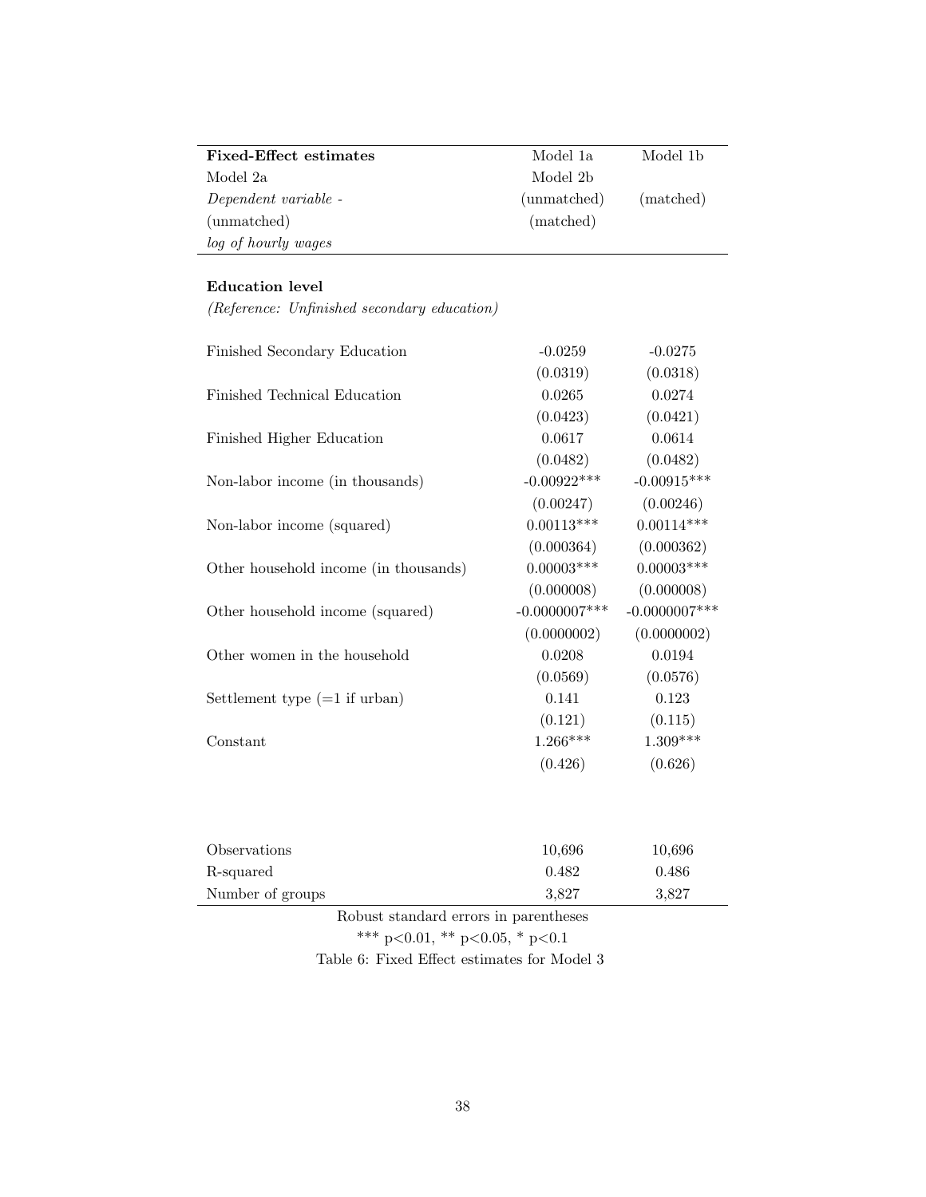| **Fixed-Effect estimates** | Model 1a | Model 1b |
| --- | --- | --- |
| Model 2a | Model 2b | |
| *Dependent variable -* | (unmatched) | (matched) |
| (unmatched) | (matched) | |
| *log of hourly wages* | | |
| | | |
| **Education level** | | |
| *(Reference: Unfinished secondary education)* | | |
| | | |
| Finished Secondary Education | -0.0259 | -0.0275 |
| | (0.0319) | (0.0318) |
| Finished Technical Education | 0.0265 | 0.0274 |
| | (0.0423) | (0.0421) |
| Finished Higher Education | 0.0617 | 0.0614 |
| | (0.0482) | (0.0482) |
| Non-labor income (in thousands) | -0.00922*** | -0.00915*** |
| | (0.00247) | (0.00246) |
| Non-labor income (squared) | 0.00113*** | 0.00114*** |
| | (0.000364) | (0.000362) |
| Other household income (in thousands) | 0.00003*** | 0.00003*** |
| | (0.000008) | (0.000008) |
| Other household income (squared) | -0.0000007*** | -0.0000007*** |
| | (0.0000002) | (0.0000002) |
| Other women in the household | 0.0208 | 0.0194 |
| | (0.0569) | (0.0576) |
| Settlement type (=1 if urban) | 0.141 | 0.123 |
| | (0.121) | (0.115) |
| Constant | 1.266*** | 1.309*** |
| | (0.426) | (0.626) |
| | | |
| Observations | 10,696 | 10,696 |
| R-squared | 0.482 | 0.486 |
| Number of groups | 3,827 | 3,827 |

Robust standard errors in parentheses

*** p<0.01, ** p<0.05, * p<0.1

Table 6: Fixed Effect estimates for Model 3